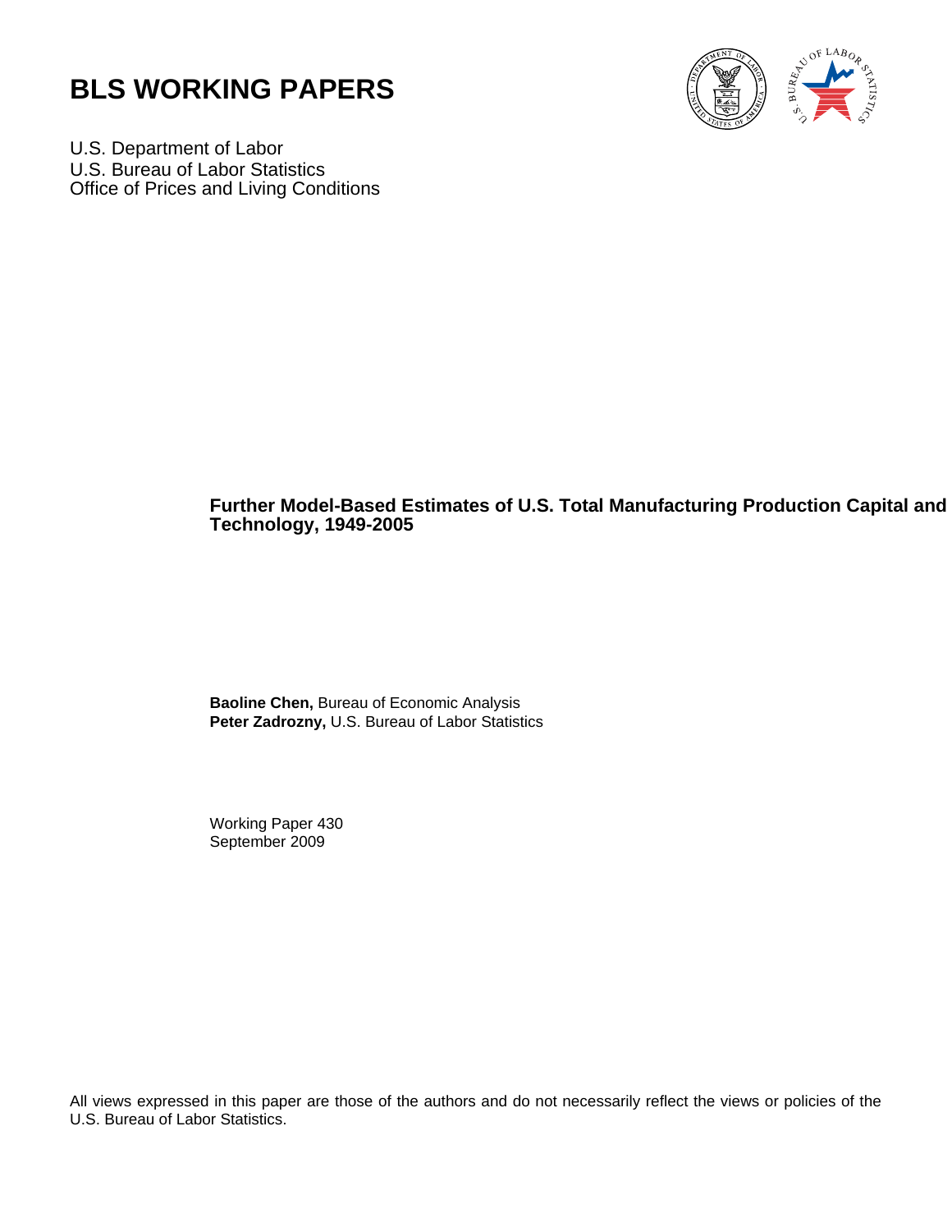# BLS WORKING PAPERS

U.S. Department of Labor
U.S. Bureau of Labor Statistics
Office of Prices and Living Conditions

## Further Model-Based Estimates of U.S. Total Manufacturing Production Capital and Technology, 1949-2005

**Baoline Chen,** Bureau of Economic Analysis
**Peter Zadrozny,** U.S. Bureau of Labor Statistics

Working Paper 430
September 2009

All views expressed in this paper are those of the authors and do not necessarily reflect the views or policies of the U.S. Bureau of Labor Statistics.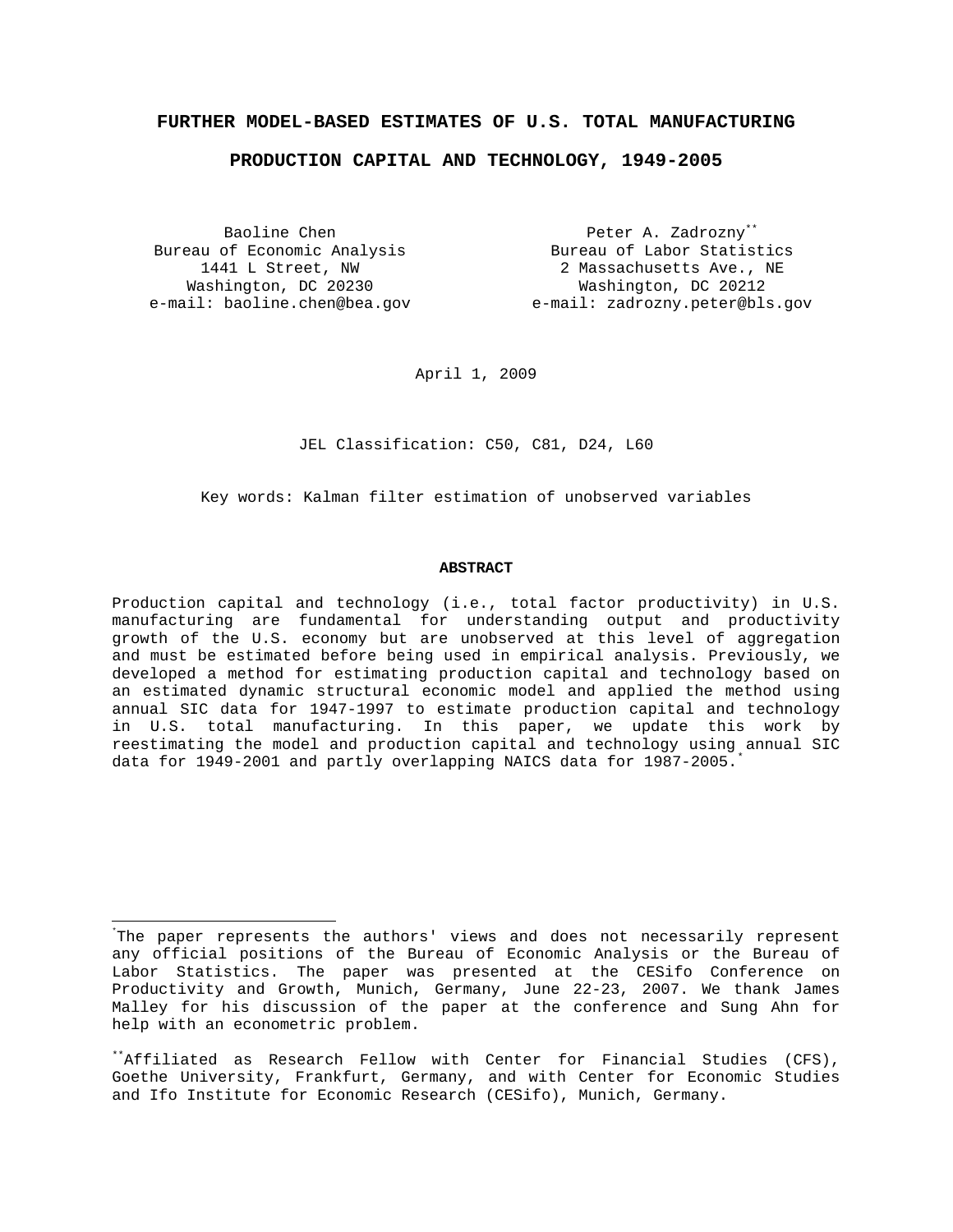# FURTHER MODEL-BASED ESTIMATES OF U.S. TOTAL MANUFACTURING PRODUCTION CAPITAL AND TECHNOLOGY, 1949-2005

Baoline Chen
Bureau of Economic Analysis
1441 L Street, NW
Washington, DC 20230
e-mail: baoline.chen@bea.gov

Peter A. Zadrozny[**]
Bureau of Labor Statistics
2 Massachusetts Ave., NE
Washington, DC 20212
e-mail: zadrozny.peter@bls.gov

April 1, 2009

JEL Classification: C50, C81, D24, L60

Key words: Kalman filter estimation of unobserved variables

**ABSTRACT**

Production capital and technology (i.e., total factor productivity) in U.S. manufacturing are fundamental for understanding output and productivity growth of the U.S. economy but are unobserved at this level of aggregation and must be estimated before being used in empirical analysis. Previously, we developed a method for estimating production capital and technology based on an estimated dynamic structural economic model and applied the method using annual SIC data for 1947-1997 to estimate production capital and technology in U.S. total manufacturing. In this paper, we update this work by reestimating the model and production capital and technology using annual SIC data for 1949-2001 and partly overlapping NAICS data for 1987-2005.[*]

---

[*]The paper represents the authors' views and does not necessarily represent any official positions of the Bureau of Economic Analysis or the Bureau of Labor Statistics. The paper was presented at the CESifo Conference on Productivity and Growth, Munich, Germany, June 22-23, 2007. We thank James Malley for his discussion of the paper at the conference and Sung Ahn for help with an econometric problem.

[**]Affiliated as Research Fellow with Center for Financial Studies (CFS), Goethe University, Frankfurt, Germany, and with Center for Economic Studies and Ifo Institute for Economic Research (CESifo), Munich, Germany.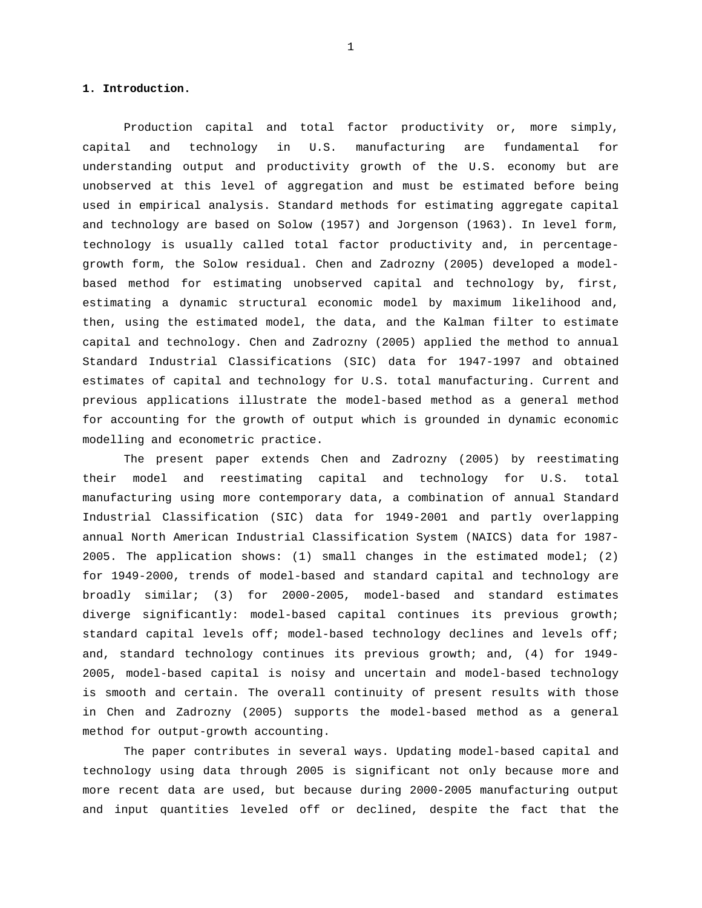**1. Introduction.**

Production capital and total factor productivity or, more simply, capital and technology in U.S. manufacturing are fundamental for understanding output and productivity growth of the U.S. economy but are unobserved at this level of aggregation and must be estimated before being used in empirical analysis. Standard methods for estimating aggregate capital and technology are based on Solow (1957) and Jorgenson (1963). In level form, technology is usually called total factor productivity and, in percentage-growth form, the Solow residual. Chen and Zadrozny (2005) developed a model-based method for estimating unobserved capital and technology by, first, estimating a dynamic structural economic model by maximum likelihood and, then, using the estimated model, the data, and the Kalman filter to estimate capital and technology. Chen and Zadrozny (2005) applied the method to annual Standard Industrial Classifications (SIC) data for 1947-1997 and obtained estimates of capital and technology for U.S. total manufacturing. Current and previous applications illustrate the model-based method as a general method for accounting for the growth of output which is grounded in dynamic economic modelling and econometric practice.

The present paper extends Chen and Zadrozny (2005) by reestimating their model and reestimating capital and technology for U.S. total manufacturing using more contemporary data, a combination of annual Standard Industrial Classification (SIC) data for 1949-2001 and partly overlapping annual North American Industrial Classification System (NAICS) data for 1987-2005. The application shows: (1) small changes in the estimated model; (2) for 1949-2000, trends of model-based and standard capital and technology are broadly similar; (3) for 2000-2005, model-based and standard estimates diverge significantly: model-based capital continues its previous growth; standard capital levels off; model-based technology declines and levels off; and, standard technology continues its previous growth; and, (4) for 1949-2005, model-based capital is noisy and uncertain and model-based technology is smooth and certain. The overall continuity of present results with those in Chen and Zadrozny (2005) supports the model-based method as a general method for output-growth accounting.

The paper contributes in several ways. Updating model-based capital and technology using data through 2005 is significant not only because more and more recent data are used, but because during 2000-2005 manufacturing output and input quantities leveled off or declined, despite the fact that the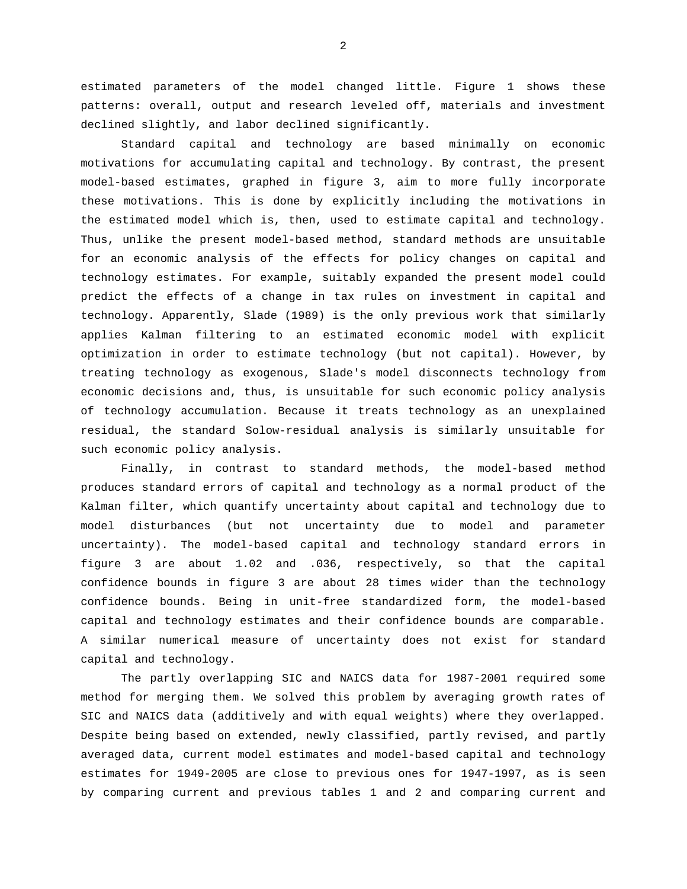estimated parameters of the model changed little. Figure 1 shows these patterns: overall, output and research leveled off, materials and investment declined slightly, and labor declined significantly.

Standard capital and technology are based minimally on economic motivations for accumulating capital and technology. By contrast, the present model-based estimates, graphed in figure 3, aim to more fully incorporate these motivations. This is done by explicitly including the motivations in the estimated model which is, then, used to estimate capital and technology. Thus, unlike the present model-based method, standard methods are unsuitable for an economic analysis of the effects for policy changes on capital and technology estimates. For example, suitably expanded the present model could predict the effects of a change in tax rules on investment in capital and technology. Apparently, Slade (1989) is the only previous work that similarly applies Kalman filtering to an estimated economic model with explicit optimization in order to estimate technology (but not capital). However, by treating technology as exogenous, Slade's model disconnects technology from economic decisions and, thus, is unsuitable for such economic policy analysis of technology accumulation. Because it treats technology as an unexplained residual, the standard Solow-residual analysis is similarly unsuitable for such economic policy analysis.

Finally, in contrast to standard methods, the model-based method produces standard errors of capital and technology as a normal product of the Kalman filter, which quantify uncertainty about capital and technology due to model disturbances (but not uncertainty due to model and parameter uncertainty). The model-based capital and technology standard errors in figure 3 are about 1.02 and .036, respectively, so that the capital confidence bounds in figure 3 are about 28 times wider than the technology confidence bounds. Being in unit-free standardized form, the model-based capital and technology estimates and their confidence bounds are comparable. A similar numerical measure of uncertainty does not exist for standard capital and technology.

The partly overlapping SIC and NAICS data for 1987-2001 required some method for merging them. We solved this problem by averaging growth rates of SIC and NAICS data (additively and with equal weights) where they overlapped. Despite being based on extended, newly classified, partly revised, and partly averaged data, current model estimates and model-based capital and technology estimates for 1949-2005 are close to previous ones for 1947-1997, as is seen by comparing current and previous tables 1 and 2 and comparing current and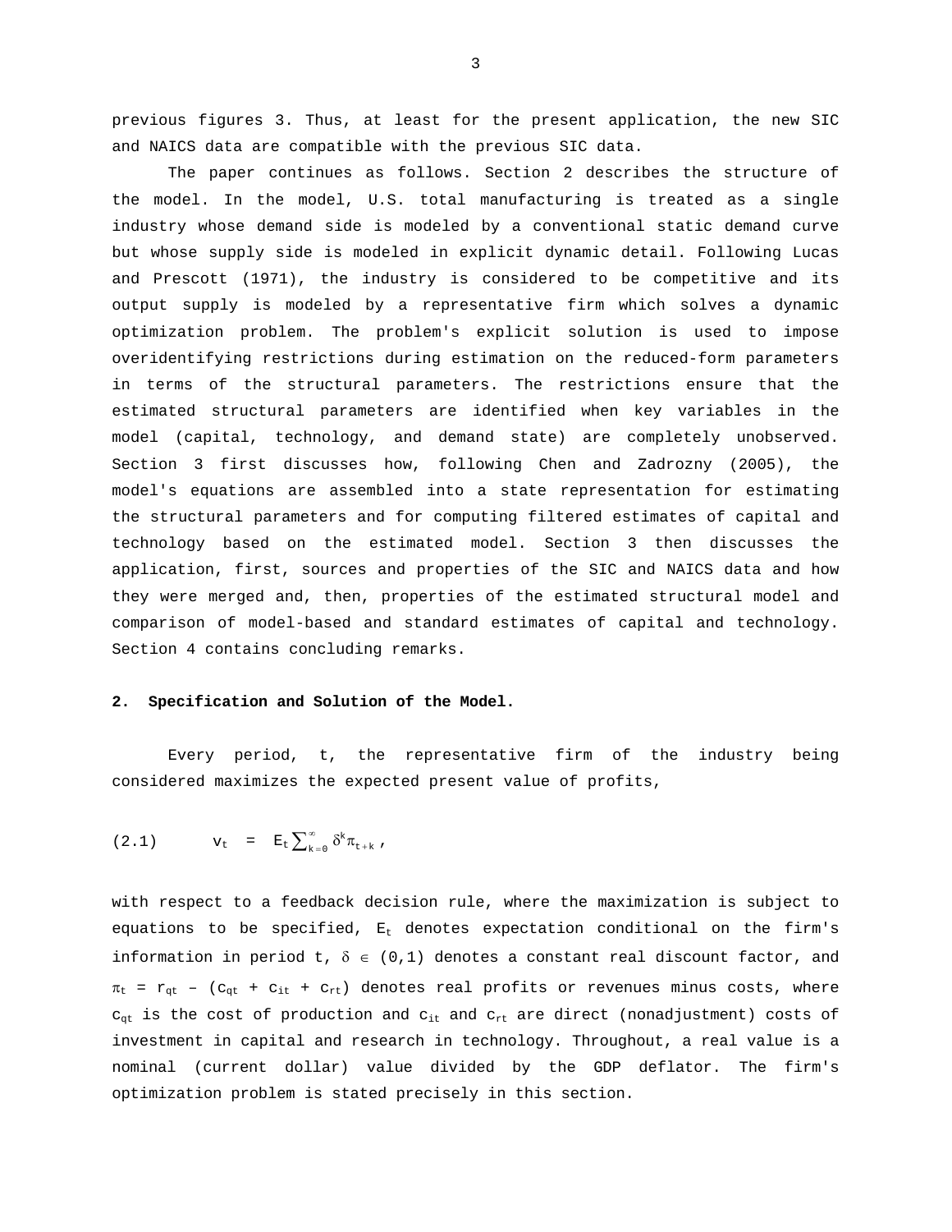previous figures 3. Thus, at least for the present application, the new SIC and NAICS data are compatible with the previous SIC data.

The paper continues as follows. Section 2 describes the structure of the model. In the model, U.S. total manufacturing is treated as a single industry whose demand side is modeled by a conventional static demand curve but whose supply side is modeled in explicit dynamic detail. Following Lucas and Prescott (1971), the industry is considered to be competitive and its output supply is modeled by a representative firm which solves a dynamic optimization problem. The problem's explicit solution is used to impose overidentifying restrictions during estimation on the reduced-form parameters in terms of the structural parameters. The restrictions ensure that the estimated structural parameters are identified when key variables in the model (capital, technology, and demand state) are completely unobserved. Section 3 first discusses how, following Chen and Zadrozny (2005), the model's equations are assembled into a state representation for estimating the structural parameters and for computing filtered estimates of capital and technology based on the estimated model. Section 3 then discusses the application, first, sources and properties of the SIC and NAICS data and how they were merged and, then, properties of the estimated structural model and comparison of model-based and standard estimates of capital and technology. Section 4 contains concluding remarks.

## 2. Specification and Solution of the Model.

Every period, t, the representative firm of the industry being considered maximizes the expected present value of profits,

$$(2.1) \qquad v_t = E_t \sum_{k=0}^{\infty} \delta^k \pi_{t+k} ,$$

with respect to a feedback decision rule, where the maximization is subject to equations to be specified, $E_t$ denotes expectation conditional on the firm's information in period t, $\delta \in (0,1)$ denotes a constant real discount factor, and $\pi_t = r_{qt} - (c_{qt} + c_{it} + c_{rt})$ denotes real profits or revenues minus costs, where $c_{qt}$ is the cost of production and $c_{it}$ and $c_{rt}$ are direct (nonadjustment) costs of investment in capital and research in technology. Throughout, a real value is a nominal (current dollar) value divided by the GDP deflator. The firm's optimization problem is stated precisely in this section.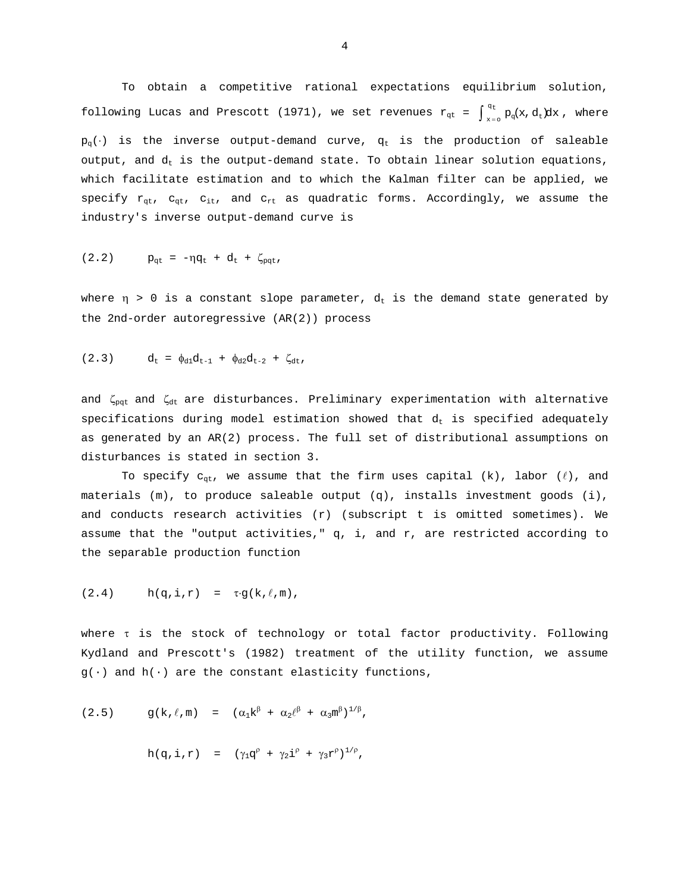To obtain a competitive rational expectations equilibrium solution, following Lucas and Prescott (1971), we set revenues $r_{qt} = \int_{x=o}^{q_t} p_q(x, d_t)dx$, where $p_q(\cdot)$ is the inverse output-demand curve, $q_t$ is the production of saleable output, and $d_t$ is the output-demand state. To obtain linear solution equations, which facilitate estimation and to which the Kalman filter can be applied, we specify $r_{qt}$, $c_{qt}$, $c_{it}$, and $c_{rt}$ as quadratic forms. Accordingly, we assume the industry's inverse output-demand curve is

$$p_{qt} = -\eta q_t + d_t + \zeta_{pqt}, \tag{2.2}$$

where $\eta > 0$ is a constant slope parameter, $d_t$ is the demand state generated by the 2nd-order autoregressive (AR(2)) process

$$d_t = \phi_{d1}d_{t-1} + \phi_{d2}d_{t-2} + \zeta_{dt}, \tag{2.3}$$

and $\zeta_{pqt}$ and $\zeta_{dt}$ are disturbances. Preliminary experimentation with alternative specifications during model estimation showed that $d_t$ is specified adequately as generated by an AR(2) process. The full set of distributional assumptions on disturbances is stated in section 3.

To specify $c_{qt}$, we assume that the firm uses capital (k), labor ($\ell$), and materials (m), to produce saleable output (q), installs investment goods (i), and conducts research activities (r) (subscript t is omitted sometimes). We assume that the "output activities," q, i, and r, are restricted according to the separable production function

$$h(q,i,r) = \tau \cdot g(k,\ell,m), \tag{2.4}$$

where $\tau$ is the stock of technology or total factor productivity. Following Kydland and Prescott's (1982) treatment of the utility function, we assume $g(\cdot)$ and $h(\cdot)$ are the constant elasticity functions,

$$g(k,\ell,m) = (\alpha_1 k^{\beta} + \alpha_2 \ell^{\beta} + \alpha_3 m^{\beta})^{1/\beta}, \tag{2.5}$$

$$h(q,i,r) = (\gamma_1 q^{\rho} + \gamma_2 i^{\rho} + \gamma_3 r^{\rho})^{1/\rho},$$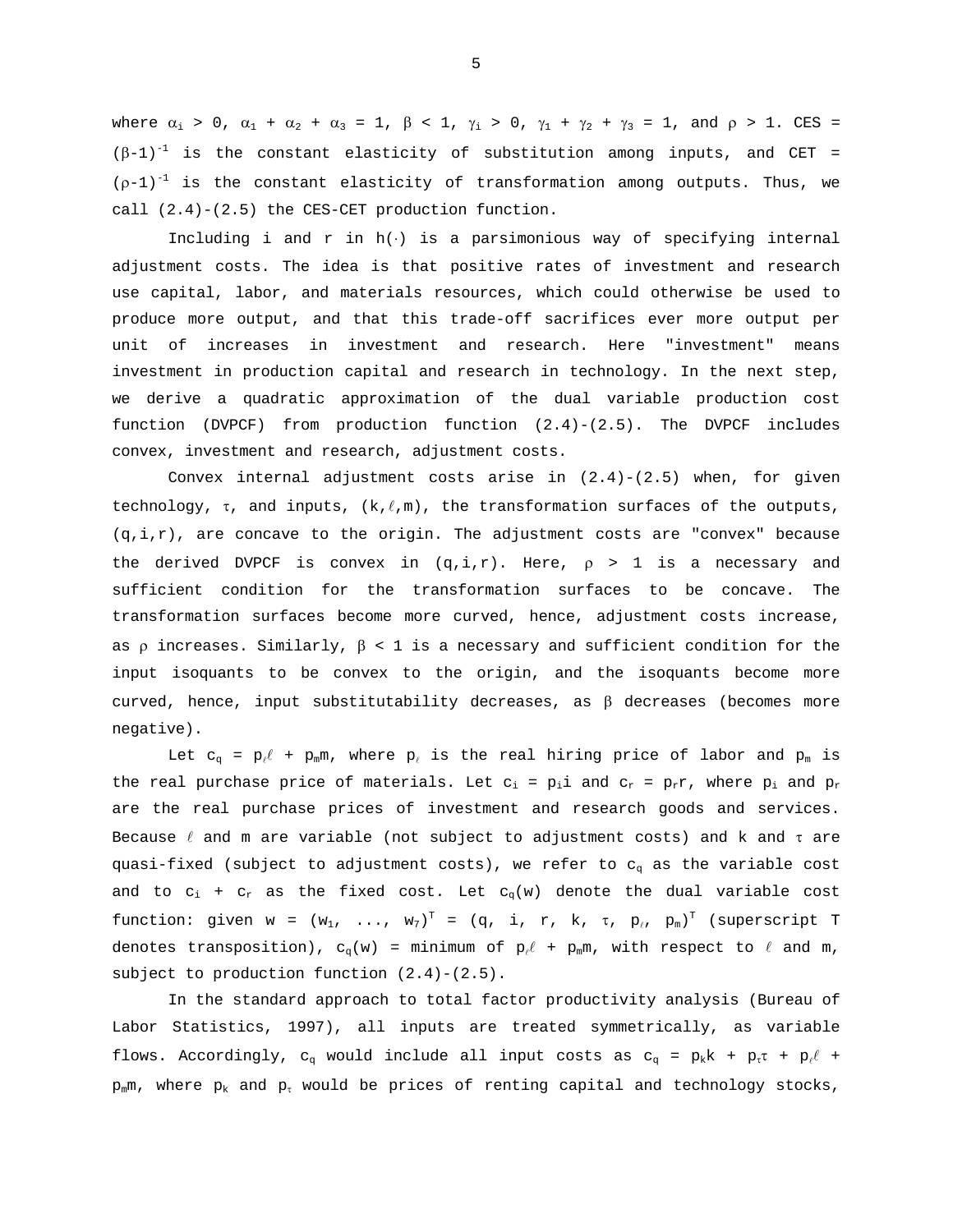where $\alpha_i > 0$, $\alpha_1 + \alpha_2 + \alpha_3 = 1$, $\beta < 1$, $\gamma_i > 0$, $\gamma_1 + \gamma_2 + \gamma_3 = 1$, and $\rho > 1$. CES = $(\beta\text{-}1)^{-1}$ is the constant elasticity of substitution among inputs, and CET = $(\rho\text{-}1)^{-1}$ is the constant elasticity of transformation among outputs. Thus, we call (2.4)-(2.5) the CES-CET production function.

Including i and r in $h(\cdot)$ is a parsimonious way of specifying internal adjustment costs. The idea is that positive rates of investment and research use capital, labor, and materials resources, which could otherwise be used to produce more output, and that this trade-off sacrifices ever more output per unit of increases in investment and research. Here "investment" means investment in production capital and research in technology. In the next step, we derive a quadratic approximation of the dual variable production cost function (DVPCF) from production function (2.4)-(2.5). The DVPCF includes convex, investment and research, adjustment costs.

Convex internal adjustment costs arise in (2.4)-(2.5) when, for given technology, $\tau$, and inputs, $(k,\ell,m)$, the transformation surfaces of the outputs, $(q,i,r)$, are concave to the origin. The adjustment costs are "convex" because the derived DVPCF is convex in $(q,i,r)$. Here, $\rho > 1$ is a necessary and sufficient condition for the transformation surfaces to be concave. The transformation surfaces become more curved, hence, adjustment costs increase, as $\rho$ increases. Similarly, $\beta < 1$ is a necessary and sufficient condition for the input isoquants to be convex to the origin, and the isoquants become more curved, hence, input substitutability decreases, as $\beta$ decreases (becomes more negative).

Let $c_q = p_\ell\ell + p_m m$, where $p_\ell$ is the real hiring price of labor and $p_m$ is the real purchase price of materials. Let $c_i = p_i i$ and $c_r = p_r r$, where $p_i$ and $p_r$ are the real purchase prices of investment and research goods and services. Because $\ell$ and m are variable (not subject to adjustment costs) and k and $\tau$ are quasi-fixed (subject to adjustment costs), we refer to $c_q$ as the variable cost and to $c_i + c_r$ as the fixed cost. Let $c_q(w)$ denote the dual variable cost function: given $w = (w_1, \ldots, w_7)^T = (q, i, r, k, \tau, p_\ell, p_m)^T$ (superscript T denotes transposition), $c_q(w)$ = minimum of $p_\ell\ell + p_m m$, with respect to $\ell$ and m, subject to production function (2.4)-(2.5).

In the standard approach to total factor productivity analysis (Bureau of Labor Statistics, 1997), all inputs are treated symmetrically, as variable flows. Accordingly, $c_q$ would include all input costs as $c_q = p_k k + p_\tau\tau + p_\ell\ell + p_m m$, where $p_k$ and $p_\tau$ would be prices of renting capital and technology stocks,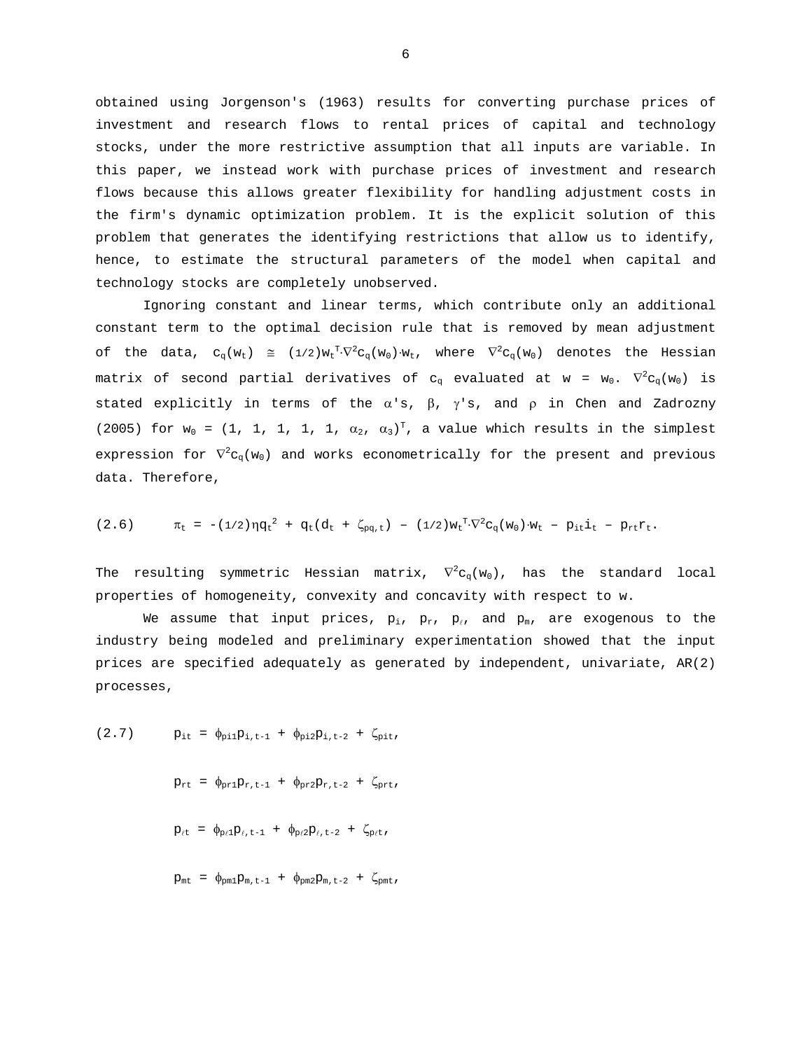obtained using Jorgenson's (1963) results for converting purchase prices of investment and research flows to rental prices of capital and technology stocks, under the more restrictive assumption that all inputs are variable. In this paper, we instead work with purchase prices of investment and research flows because this allows greater flexibility for handling adjustment costs in the firm's dynamic optimization problem. It is the explicit solution of this problem that generates the identifying restrictions that allow us to identify, hence, to estimate the structural parameters of the model when capital and technology stocks are completely unobserved.

Ignoring constant and linear terms, which contribute only an additional constant term to the optimal decision rule that is removed by mean adjustment of the data, $c_q(w_t) \cong (1/2)w_t^T \cdot \nabla^2 c_q(w_0) \cdot w_t$, where $\nabla^2 c_q(w_0)$ denotes the Hessian matrix of second partial derivatives of $c_q$ evaluated at $w = w_0$. $\nabla^2 c_q(w_0)$ is stated explicitly in terms of the $\alpha$'s, $\beta$, $\gamma$'s, and $\rho$ in Chen and Zadrozny (2005) for $w_0 = (1, 1, 1, 1, 1, \alpha_2, \alpha_3)^T$, a value which results in the simplest expression for $\nabla^2 c_q(w_0)$ and works econometrically for the present and previous data. Therefore,

$$\text{(2.6)} \qquad \pi_t = -(1/2)\eta q_t^2 + q_t(d_t + \zeta_{pq,t}) - (1/2)w_t^T \cdot \nabla^2 c_q(w_0) \cdot w_t - p_{it}i_t - p_{rt}r_t.$$

The resulting symmetric Hessian matrix, $\nabla^2 c_q(w_0)$, has the standard local properties of homogeneity, convexity and concavity with respect to w.

We assume that input prices, $p_i$, $p_r$, $p_\ell$, and $p_m$, are exogenous to the industry being modeled and preliminary experimentation showed that the input prices are specified adequately as generated by independent, univariate, AR(2) processes,

$$\text{(2.7)} \qquad p_{it} = \phi_{pi1}p_{i,t-1} + \phi_{pi2}p_{i,t-2} + \zeta_{pit},$$

$$p_{rt} = \phi_{pr1}p_{r,t-1} + \phi_{pr2}p_{r,t-2} + \zeta_{prt},$$

$$p_{\ell t} = \phi_{p\ell 1}p_{\ell,t-1} + \phi_{p\ell 2}p_{\ell,t-2} + \zeta_{p\ell t},$$

$$p_{mt} = \phi_{pm1}p_{m,t-1} + \phi_{pm2}p_{m,t-2} + \zeta_{pmt},$$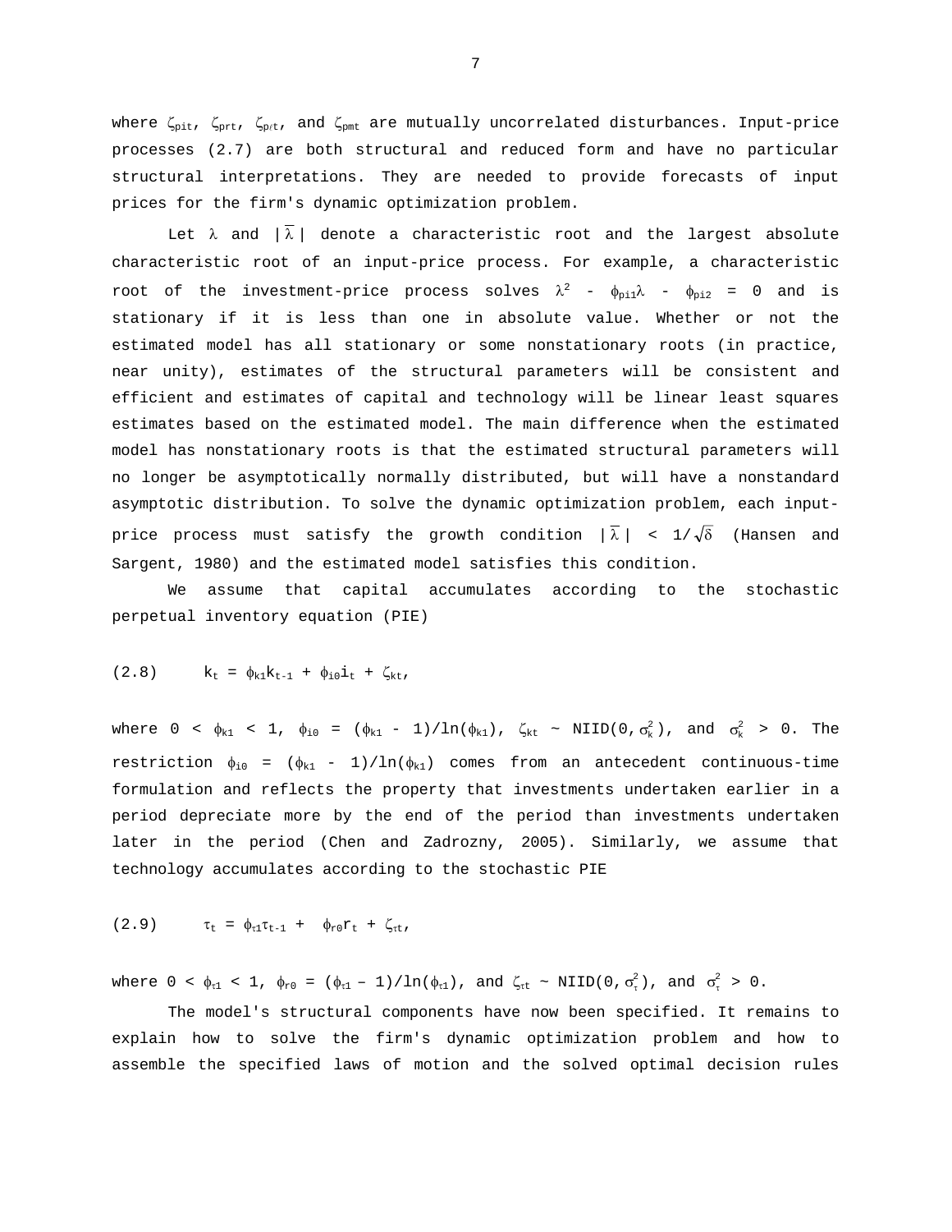where $\zeta_{pit}$, $\zeta_{prt}$, $\zeta_{p\ell t}$, and $\zeta_{pmt}$ are mutually uncorrelated disturbances. Input-price processes (2.7) are both structural and reduced form and have no particular structural interpretations. They are needed to provide forecasts of input prices for the firm's dynamic optimization problem.

Let $\lambda$ and $|\bar{\lambda}|$ denote a characteristic root and the largest absolute characteristic root of an input-price process. For example, a characteristic root of the investment-price process solves $\lambda^2 - \phi_{pi1}\lambda - \phi_{pi2} = 0$ and is stationary if it is less than one in absolute value. Whether or not the estimated model has all stationary or some nonstationary roots (in practice, near unity), estimates of the structural parameters will be consistent and efficient and estimates of capital and technology will be linear least squares estimates based on the estimated model. The main difference when the estimated model has nonstationary roots is that the estimated structural parameters will no longer be asymptotically normally distributed, but will have a nonstandard asymptotic distribution. To solve the dynamic optimization problem, each input-price process must satisfy the growth condition $|\bar{\lambda}| < 1/\sqrt{\delta}$ (Hansen and Sargent, 1980) and the estimated model satisfies this condition.

We assume that capital accumulates according to the stochastic perpetual inventory equation (PIE)

$$(2.8) \qquad k_t = \phi_{k1}k_{t-1} + \phi_{i0}i_t + \zeta_{kt},$$

where $0 < \phi_{k1} < 1$, $\phi_{i0} = (\phi_{k1} - 1)/\ln(\phi_{k1})$, $\zeta_{kt} \sim \text{NIID}(0,\sigma_k^2)$, and $\sigma_k^2 > 0$. The restriction $\phi_{i0} = (\phi_{k1} - 1)/\ln(\phi_{k1})$ comes from an antecedent continuous-time formulation and reflects the property that investments undertaken earlier in a period depreciate more by the end of the period than investments undertaken later in the period (Chen and Zadrozny, 2005). Similarly, we assume that technology accumulates according to the stochastic PIE

$$(2.9) \qquad \tau_t = \phi_{\tau 1}\tau_{t-1} + \phi_{r0}r_t + \zeta_{\tau t},$$

where $0 < \phi_{\tau 1} < 1$, $\phi_{r0} = (\phi_{\tau 1} - 1)/\ln(\phi_{\tau 1})$, and $\zeta_{\tau t} \sim \text{NIID}(0,\sigma_\tau^2)$, and $\sigma_\tau^2 > 0$.

The model's structural components have now been specified. It remains to explain how to solve the firm's dynamic optimization problem and how to assemble the specified laws of motion and the solved optimal decision rules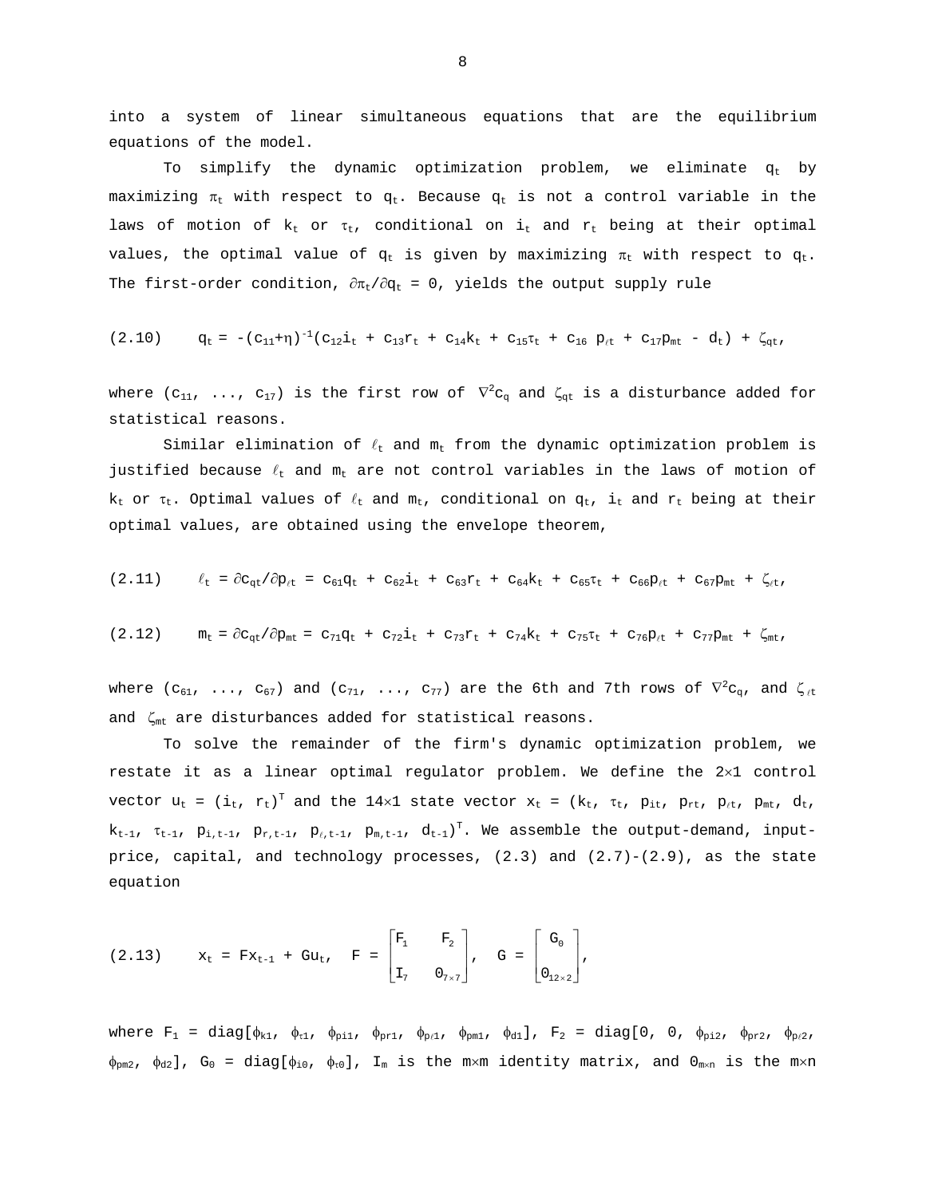into a system of linear simultaneous equations that are the equilibrium equations of the model.

To simplify the dynamic optimization problem, we eliminate $q_t$ by maximizing $\pi_t$ with respect to $q_t$. Because $q_t$ is not a control variable in the laws of motion of $k_t$ or $\tau_t$, conditional on $i_t$ and $r_t$ being at their optimal values, the optimal value of $q_t$ is given by maximizing $\pi_t$ with respect to $q_t$. The first-order condition, $\partial\pi_t/\partial q_t = 0$, yields the output supply rule

$$(2.10) \quad q_t = -(c_{11}+\eta)^{-1}(c_{12}i_t + c_{13}r_t + c_{14}k_t + c_{15}\tau_t + c_{16}\, p_{\ell t} + c_{17}p_{mt} - d_t) + \zeta_{qt},$$

where $(c_{11}, \ldots, c_{17})$ is the first row of $\nabla^2 c_q$ and $\zeta_{qt}$ is a disturbance added for statistical reasons.

Similar elimination of $\ell_t$ and $m_t$ from the dynamic optimization problem is justified because $\ell_t$ and $m_t$ are not control variables in the laws of motion of $k_t$ or $\tau_t$. Optimal values of $\ell_t$ and $m_t$, conditional on $q_t$, $i_t$ and $r_t$ being at their optimal values, are obtained using the envelope theorem,

$$(2.11) \quad \ell_t = \partial c_{qt}/\partial p_{\ell t} = c_{61}q_t + c_{62}i_t + c_{63}r_t + c_{64}k_t + c_{65}\tau_t + c_{66}p_{\ell t} + c_{67}p_{mt} + \zeta_{\ell t},$$

$$(2.12) \quad m_t = \partial c_{qt}/\partial p_{mt} = c_{71}q_t + c_{72}i_t + c_{73}r_t + c_{74}k_t + c_{75}\tau_t + c_{76}p_{\ell t} + c_{77}p_{mt} + \zeta_{mt},$$

where $(c_{61}, \ldots, c_{67})$ and $(c_{71}, \ldots, c_{77})$ are the 6th and 7th rows of $\nabla^2 c_q$, and $\zeta_{\ell t}$ and $\zeta_{mt}$ are disturbances added for statistical reasons.

To solve the remainder of the firm's dynamic optimization problem, we restate it as a linear optimal regulator problem. We define the $2\times1$ control vector $u_t = (i_t, r_t)^T$ and the $14\times1$ state vector $x_t = (k_t, \tau_t, p_{it}, p_{rt}, p_{\ell t}, p_{mt}, d_t, k_{t-1}, \tau_{t-1}, p_{i,t-1}, p_{r,t-1}, p_{\ell,t-1}, p_{m,t-1}, d_{t-1})^T$. We assemble the output-demand, input-price, capital, and technology processes, (2.3) and (2.7)-(2.9), as the state equation

$$(2.13) \quad x_t = Fx_{t-1} + Gu_t, \quad F = \begin{bmatrix} F_1 & F_2 \\ I_7 & 0_{7\times7} \end{bmatrix}, \quad G = \begin{bmatrix} G_0 \\ 0_{12\times2} \end{bmatrix},$$

where $F_1 = \text{diag}[\phi_{k1}, \phi_{\tau1}, \phi_{pi1}, \phi_{pr1}, \phi_{p\ell1}, \phi_{pm1}, \phi_{d1}]$, $F_2 = \text{diag}[0, 0, \phi_{pi2}, \phi_{pr2}, \phi_{p\ell2}, \phi_{pm2}, \phi_{d2}]$, $G_0 = \text{diag}[\phi_{i0}, \phi_{\tau0}]$, $I_m$ is the $m\times m$ identity matrix, and $0_{m\times n}$ is the $m\times n$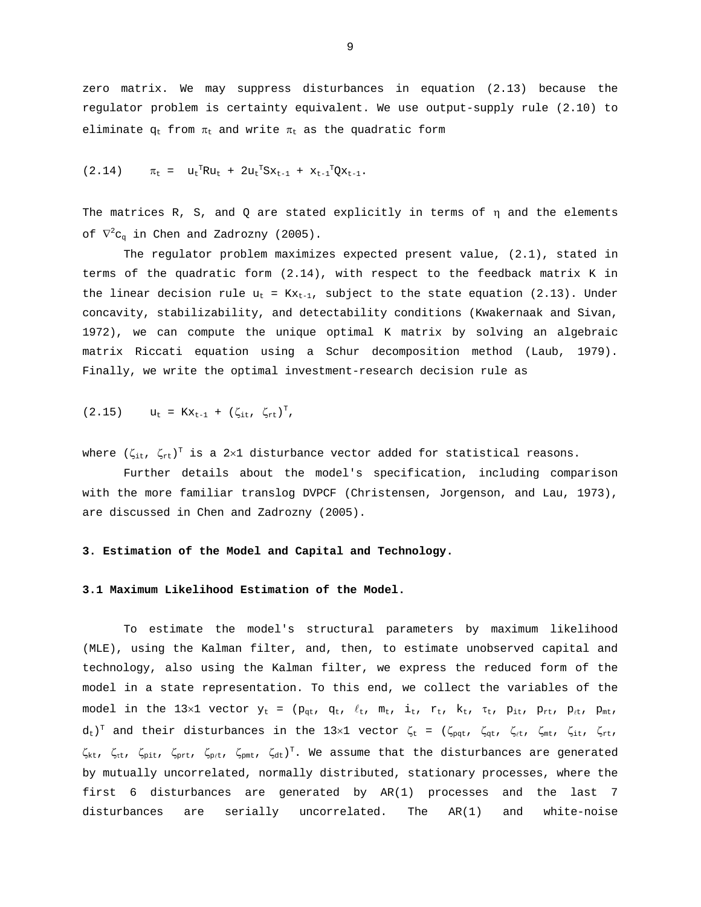zero matrix. We may suppress disturbances in equation (2.13) because the regulator problem is certainty equivalent. We use output-supply rule (2.10) to eliminate $q_t$ from $\pi_t$ and write $\pi_t$ as the quadratic form

$$(2.14) \quad \pi_t = u_t^T R u_t + 2u_t^T S x_{t-1} + x_{t-1}^T Q x_{t-1}.$$

The matrices R, S, and Q are stated explicitly in terms of $\eta$ and the elements of $\nabla^2 c_q$ in Chen and Zadrozny (2005).

The regulator problem maximizes expected present value, (2.1), stated in terms of the quadratic form (2.14), with respect to the feedback matrix K in the linear decision rule $u_t = Kx_{t-1}$, subject to the state equation (2.13). Under concavity, stabilizability, and detectability conditions (Kwakernaak and Sivan, 1972), we can compute the unique optimal K matrix by solving an algebraic matrix Riccati equation using a Schur decomposition method (Laub, 1979). Finally, we write the optimal investment-research decision rule as

$$(2.15) \quad u_t = Kx_{t-1} + (\zeta_{it}, \zeta_{rt})^T,$$

where $(\zeta_{it}, \zeta_{rt})^T$ is a $2\times1$ disturbance vector added for statistical reasons.

Further details about the model's specification, including comparison with the more familiar translog DVPCF (Christensen, Jorgenson, and Lau, 1973), are discussed in Chen and Zadrozny (2005).

**3. Estimation of the Model and Capital and Technology.**

**3.1 Maximum Likelihood Estimation of the Model.**

To estimate the model's structural parameters by maximum likelihood (MLE), using the Kalman filter, and, then, to estimate unobserved capital and technology, also using the Kalman filter, we express the reduced form of the model in a state representation. To this end, we collect the variables of the model in the $13\times1$ vector $y_t = (p_{qt}, q_t, \ell_t, m_t, i_t, r_t, k_t, \tau_t, p_{it}, p_{rt}, p_{\ell t}, p_{mt}, d_t)^T$ and their disturbances in the $13\times1$ vector $\zeta_t = (\zeta_{pqt}, \zeta_{qt}, \zeta_{\ell t}, \zeta_{mt}, \zeta_{it}, \zeta_{rt}, \zeta_{kt}, \zeta_{\tau t}, \zeta_{pit}, \zeta_{prt}, \zeta_{p\ell t}, \zeta_{pmt}, \zeta_{dt})^T$. We assume that the disturbances are generated by mutually uncorrelated, normally distributed, stationary processes, where the first 6 disturbances are generated by AR(1) processes and the last 7 disturbances are serially uncorrelated. The AR(1) and white-noise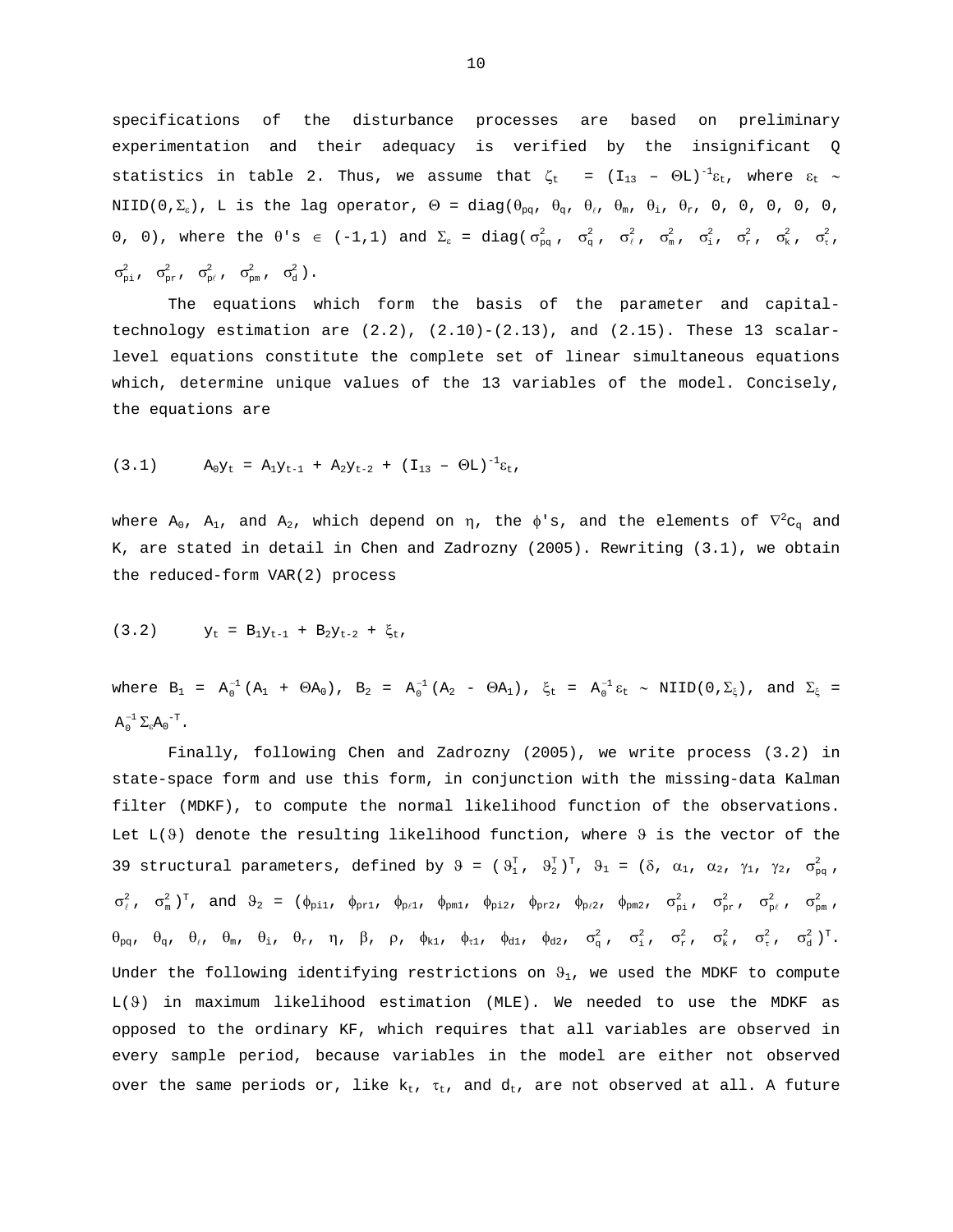specifications of the disturbance processes are based on preliminary experimentation and their adequacy is verified by the insignificant Q statistics in table 2. Thus, we assume that $\zeta_t = (I_{13} - \Theta L)^{-1}\varepsilon_t$, where $\varepsilon_t \sim$ NIID$(0,\Sigma_\varepsilon)$, L is the lag operator, $\Theta = \text{diag}(\theta_{pq}, \theta_q, \theta_\ell, \theta_m, \theta_i, \theta_r, 0, 0, 0, 0, 0, 0, 0)$, where the $\theta$'s $\in (-1,1)$ and $\Sigma_\varepsilon = \text{diag}(\sigma^2_{pq}, \sigma^2_q, \sigma^2_\ell, \sigma^2_m, \sigma^2_i, \sigma^2_r, \sigma^2_k, \sigma^2_\tau, \sigma^2_{pi}, \sigma^2_{pr}, \sigma^2_{p\ell}, \sigma^2_{pm}, \sigma^2_d)$.

The equations which form the basis of the parameter and capital-technology estimation are (2.2), (2.10)-(2.13), and (2.15). These 13 scalar-level equations constitute the complete set of linear simultaneous equations which, determine unique values of the 13 variables of the model. Concisely, the equations are

$$(3.1) \qquad A_0 y_t = A_1 y_{t-1} + A_2 y_{t-2} + (I_{13} - \Theta L)^{-1}\varepsilon_t,$$

where $A_0$, $A_1$, and $A_2$, which depend on $\eta$, the $\phi$'s, and the elements of $\nabla^2 c_q$ and K, are stated in detail in Chen and Zadrozny (2005). Rewriting (3.1), we obtain the reduced-form VAR(2) process

$$(3.2) \qquad y_t = B_1 y_{t-1} + B_2 y_{t-2} + \xi_t,$$

where $B_1 = A_0^{-1}(A_1 + \Theta A_0)$, $B_2 = A_0^{-1}(A_2 - \Theta A_1)$, $\xi_t = A_0^{-1}\varepsilon_t \sim$ NIID$(0,\Sigma_\xi)$, and $\Sigma_\xi = A_0^{-1}\Sigma_\varepsilon A_0^{-T}$.

Finally, following Chen and Zadrozny (2005), we write process (3.2) in state-space form and use this form, in conjunction with the missing-data Kalman filter (MDKF), to compute the normal likelihood function of the observations. Let $L(\vartheta)$ denote the resulting likelihood function, where $\vartheta$ is the vector of the 39 structural parameters, defined by $\vartheta = (\vartheta_1^T, \vartheta_2^T)^T$, $\vartheta_1 = (\delta, \alpha_1, \alpha_2, \gamma_1, \gamma_2, \sigma^2_{pq}, \sigma^2_\ell, \sigma^2_m)^T$, and $\vartheta_2 = (\phi_{pi1}, \phi_{pr1}, \phi_{p\ell 1}, \phi_{pm1}, \phi_{pi2}, \phi_{pr2}, \phi_{p\ell 2}, \phi_{pm2}, \sigma^2_{pi}, \sigma^2_{pr}, \sigma^2_{p\ell}, \sigma^2_{pm}, \theta_{pq}, \theta_q, \theta_\ell, \theta_m, \theta_i, \theta_r, \eta, \beta, \rho, \phi_{k1}, \phi_{\tau 1}, \phi_{d1}, \phi_{d2}, \sigma^2_q, \sigma^2_i, \sigma^2_r, \sigma^2_k, \sigma^2_\tau, \sigma^2_d)^T$. Under the following identifying restrictions on $\vartheta_1$, we used the MDKF to compute $L(\vartheta)$ in maximum likelihood estimation (MLE). We needed to use the MDKF as opposed to the ordinary KF, which requires that all variables are observed in every sample period, because variables in the model are either not observed over the same periods or, like $k_t$, $\tau_t$, and $d_t$, are not observed at all. A future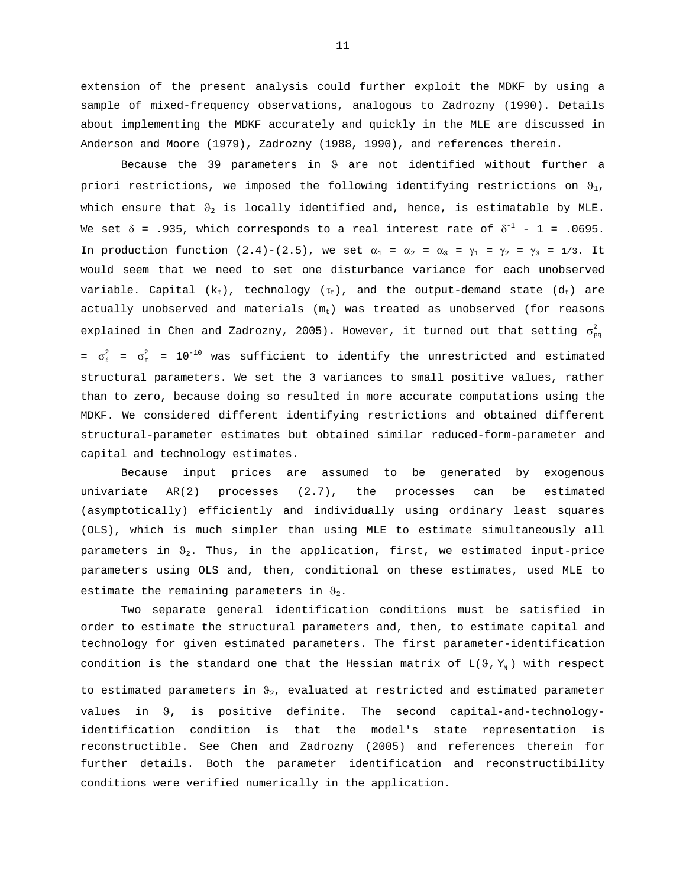extension of the present analysis could further exploit the MDKF by using a sample of mixed-frequency observations, analogous to Zadrozny (1990). Details about implementing the MDKF accurately and quickly in the MLE are discussed in Anderson and Moore (1979), Zadrozny (1988, 1990), and references therein.

Because the 39 parameters in $\vartheta$ are not identified without further a priori restrictions, we imposed the following identifying restrictions on $\vartheta_1$, which ensure that $\vartheta_2$ is locally identified and, hence, is estimatable by MLE. We set $\delta$ = .935, which corresponds to a real interest rate of $\delta^{-1} - 1 = .0695$. In production function (2.4)-(2.5), we set $\alpha_1 = \alpha_2 = \alpha_3 = \gamma_1 = \gamma_2 = \gamma_3 = 1/3$. It would seem that we need to set one disturbance variance for each unobserved variable. Capital ($k_t$), technology ($\tau_t$), and the output-demand state ($d_t$) are actually unobserved and materials ($m_t$) was treated as unobserved (for reasons explained in Chen and Zadrozny, 2005). However, it turned out that setting $\sigma^2_{pq} = \sigma^2_{\ell} = \sigma^2_m = 10^{-10}$ was sufficient to identify the unrestricted and estimated structural parameters. We set the 3 variances to small positive values, rather than to zero, because doing so resulted in more accurate computations using the MDKF. We considered different identifying restrictions and obtained different structural-parameter estimates but obtained similar reduced-form-parameter and capital and technology estimates.

Because input prices are assumed to be generated by exogenous univariate AR(2) processes (2.7), the processes can be estimated (asymptotically) efficiently and individually using ordinary least squares (OLS), which is much simpler than using MLE to estimate simultaneously all parameters in $\vartheta_2$. Thus, in the application, first, we estimated input-price parameters using OLS and, then, conditional on these estimates, used MLE to estimate the remaining parameters in $\vartheta_2$.

Two separate general identification conditions must be satisfied in order to estimate the structural parameters and, then, to estimate capital and technology for given estimated parameters. The first parameter-identification condition is the standard one that the Hessian matrix of $L(\vartheta, \overline{Y}_N)$ with respect to estimated parameters in $\vartheta_2$, evaluated at restricted and estimated parameter values in $\vartheta$, is positive definite. The second capital-and-technology-identification condition is that the model's state representation is reconstructible. See Chen and Zadrozny (2005) and references therein for further details. Both the parameter identification and reconstructibility conditions were verified numerically in the application.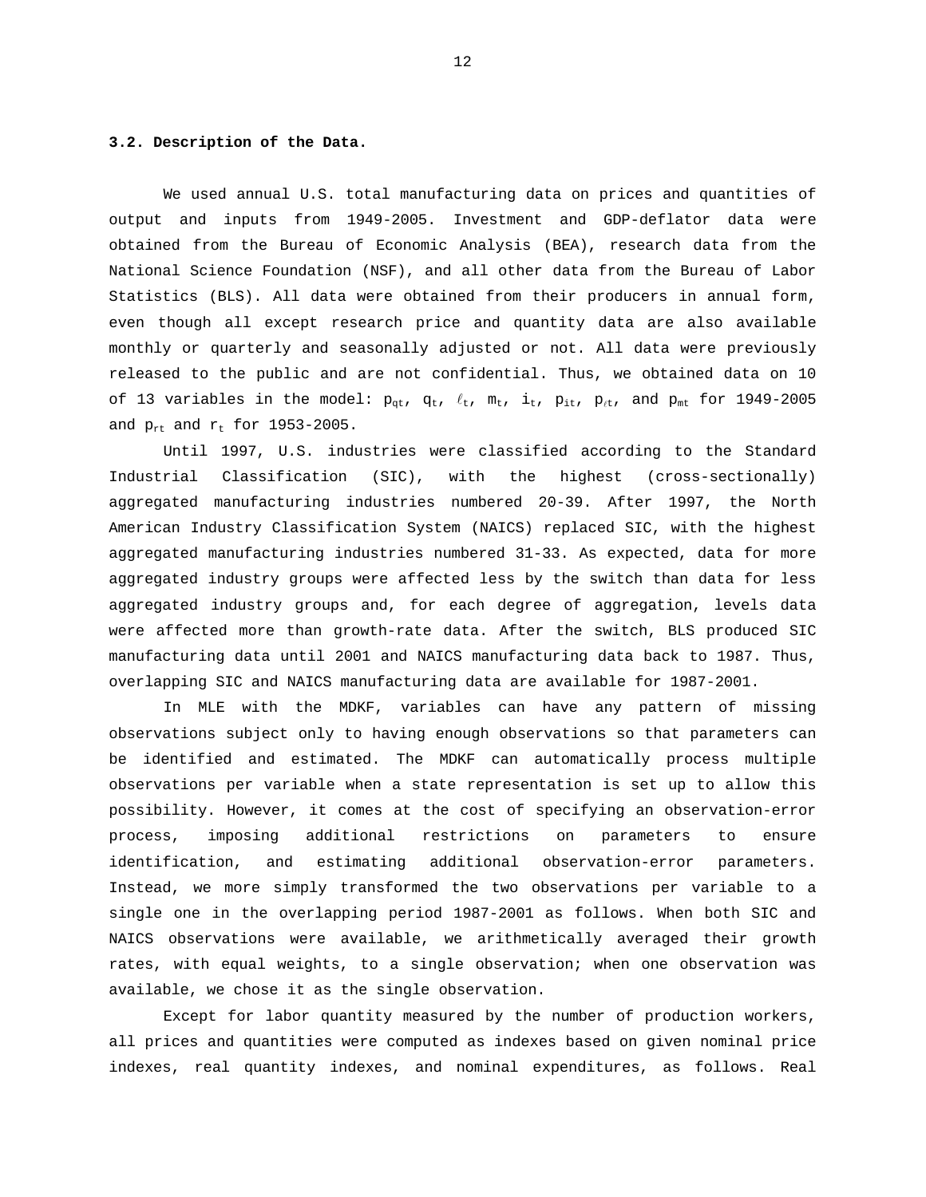### 3.2. Description of the Data.

We used annual U.S. total manufacturing data on prices and quantities of output and inputs from 1949-2005. Investment and GDP-deflator data were obtained from the Bureau of Economic Analysis (BEA), research data from the National Science Foundation (NSF), and all other data from the Bureau of Labor Statistics (BLS). All data were obtained from their producers in annual form, even though all except research price and quantity data are also available monthly or quarterly and seasonally adjusted or not. All data were previously released to the public and are not confidential. Thus, we obtained data on 10 of 13 variables in the model: $p_{qt}$, $q_t$, $\ell_t$, $m_t$, $i_t$, $p_{it}$, $p_{\ell t}$, and $p_{mt}$ for 1949-2005 and $p_{rt}$ and $r_t$ for 1953-2005.

Until 1997, U.S. industries were classified according to the Standard Industrial Classification (SIC), with the highest (cross-sectionally) aggregated manufacturing industries numbered 20-39. After 1997, the North American Industry Classification System (NAICS) replaced SIC, with the highest aggregated manufacturing industries numbered 31-33. As expected, data for more aggregated industry groups were affected less by the switch than data for less aggregated industry groups and, for each degree of aggregation, levels data were affected more than growth-rate data. After the switch, BLS produced SIC manufacturing data until 2001 and NAICS manufacturing data back to 1987. Thus, overlapping SIC and NAICS manufacturing data are available for 1987-2001.

In MLE with the MDKF, variables can have any pattern of missing observations subject only to having enough observations so that parameters can be identified and estimated. The MDKF can automatically process multiple observations per variable when a state representation is set up to allow this possibility. However, it comes at the cost of specifying an observation-error process, imposing additional restrictions on parameters to ensure identification, and estimating additional observation-error parameters. Instead, we more simply transformed the two observations per variable to a single one in the overlapping period 1987-2001 as follows. When both SIC and NAICS observations were available, we arithmetically averaged their growth rates, with equal weights, to a single observation; when one observation was available, we chose it as the single observation.

Except for labor quantity measured by the number of production workers, all prices and quantities were computed as indexes based on given nominal price indexes, real quantity indexes, and nominal expenditures, as follows. Real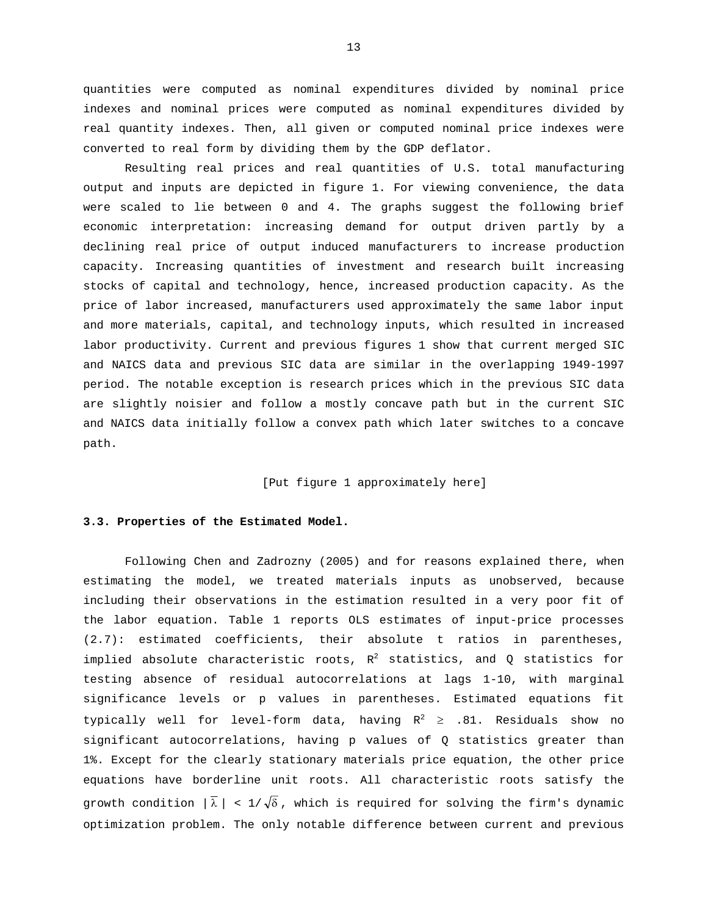quantities were computed as nominal expenditures divided by nominal price indexes and nominal prices were computed as nominal expenditures divided by real quantity indexes. Then, all given or computed nominal price indexes were converted to real form by dividing them by the GDP deflator.

Resulting real prices and real quantities of U.S. total manufacturing output and inputs are depicted in figure 1. For viewing convenience, the data were scaled to lie between 0 and 4. The graphs suggest the following brief economic interpretation: increasing demand for output driven partly by a declining real price of output induced manufacturers to increase production capacity. Increasing quantities of investment and research built increasing stocks of capital and technology, hence, increased production capacity. As the price of labor increased, manufacturers used approximately the same labor input and more materials, capital, and technology inputs, which resulted in increased labor productivity. Current and previous figures 1 show that current merged SIC and NAICS data and previous SIC data are similar in the overlapping 1949-1997 period. The notable exception is research prices which in the previous SIC data are slightly noisier and follow a mostly concave path but in the current SIC and NAICS data initially follow a convex path which later switches to a concave path.

[Put figure 1 approximately here]

### 3.3. Properties of the Estimated Model.

Following Chen and Zadrozny (2005) and for reasons explained there, when estimating the model, we treated materials inputs as unobserved, because including their observations in the estimation resulted in a very poor fit of the labor equation. Table 1 reports OLS estimates of input-price processes (2.7): estimated coefficients, their absolute t ratios in parentheses, implied absolute characteristic roots, $R^2$ statistics, and Q statistics for testing absence of residual autocorrelations at lags 1-10, with marginal significance levels or p values in parentheses. Estimated equations fit typically well for level-form data, having $R^2 \geq .81$. Residuals show no significant autocorrelations, having p values of Q statistics greater than 1%. Except for the clearly stationary materials price equation, the other price equations have borderline unit roots. All characteristic roots satisfy the growth condition $|\bar{\lambda}| < 1/\sqrt{\delta}$, which is required for solving the firm's dynamic optimization problem. The only notable difference between current and previous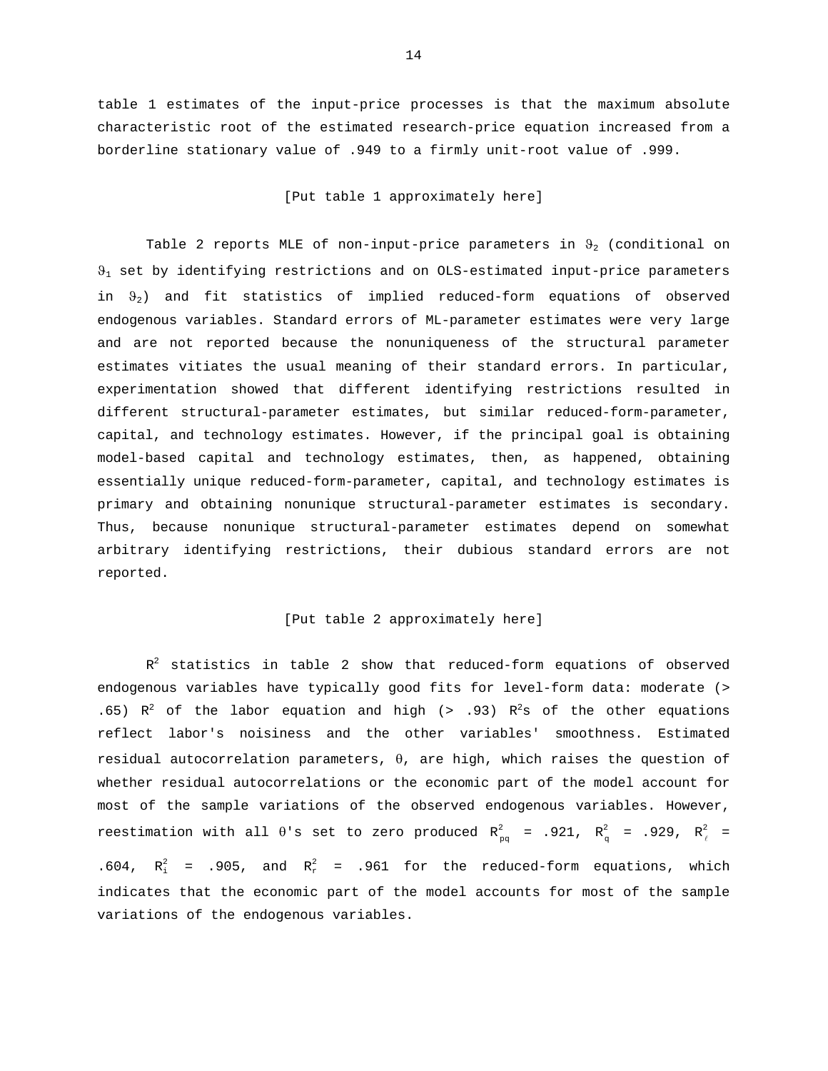table 1 estimates of the input-price processes is that the maximum absolute characteristic root of the estimated research-price equation increased from a borderline stationary value of .949 to a firmly unit-root value of .999.

[Put table 1 approximately here]

Table 2 reports MLE of non-input-price parameters in $\vartheta_2$ (conditional on $\vartheta_1$ set by identifying restrictions and on OLS-estimated input-price parameters in $\vartheta_2$) and fit statistics of implied reduced-form equations of observed endogenous variables. Standard errors of ML-parameter estimates were very large and are not reported because the nonuniqueness of the structural parameter estimates vitiates the usual meaning of their standard errors. In particular, experimentation showed that different identifying restrictions resulted in different structural-parameter estimates, but similar reduced-form-parameter, capital, and technology estimates. However, if the principal goal is obtaining model-based capital and technology estimates, then, as happened, obtaining essentially unique reduced-form-parameter, capital, and technology estimates is primary and obtaining nonunique structural-parameter estimates is secondary. Thus, because nonunique structural-parameter estimates depend on somewhat arbitrary identifying restrictions, their dubious standard errors are not reported.

[Put table 2 approximately here]

$R^2$ statistics in table 2 show that reduced-form equations of observed endogenous variables have typically good fits for level-form data: moderate (> .65) $R^2$ of the labor equation and high (> .93) $R^2$s of the other equations reflect labor's noisiness and the other variables' smoothness. Estimated residual autocorrelation parameters, $\theta$, are high, which raises the question of whether residual autocorrelations or the economic part of the model account for most of the sample variations of the observed endogenous variables. However, reestimation with all $\theta$'s set to zero produced $R^2_{pq}$ = .921, $R^2_q$ = .929, $R^2_\ell$ = .604, $R^2_i$ = .905, and $R^2_r$ = .961 for the reduced-form equations, which indicates that the economic part of the model accounts for most of the sample variations of the endogenous variables.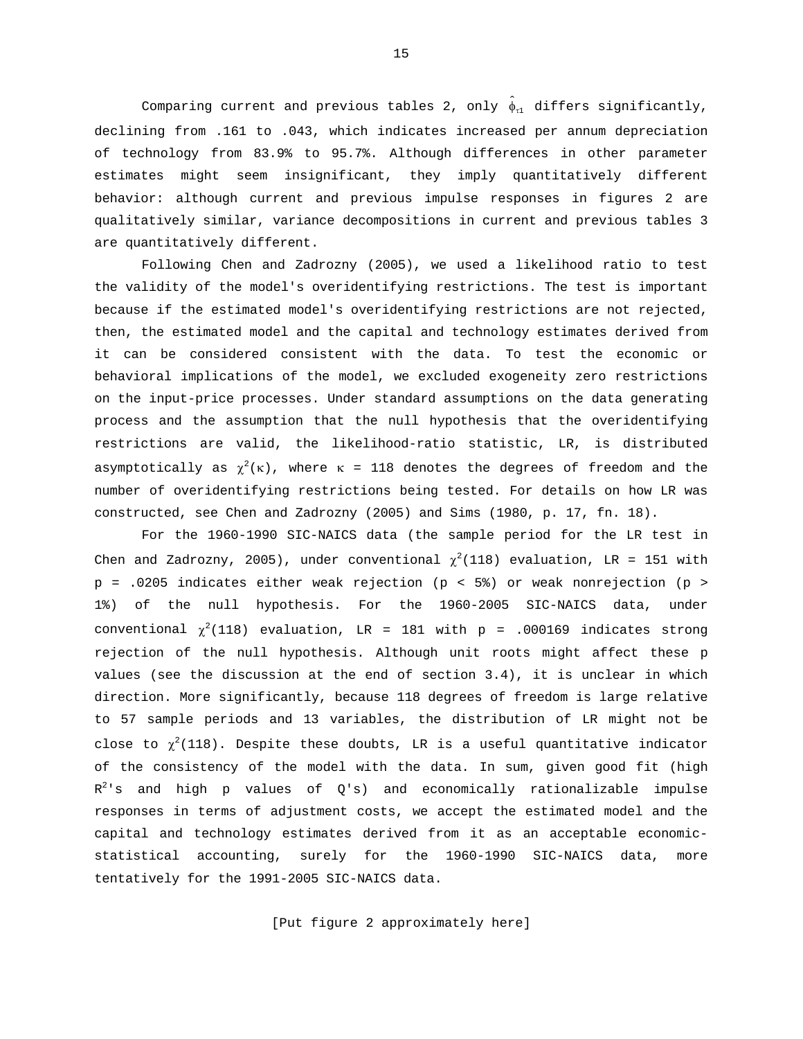Comparing current and previous tables 2, only $\hat{\phi}_{\tau 1}$ differs significantly, declining from .161 to .043, which indicates increased per annum depreciation of technology from 83.9% to 95.7%. Although differences in other parameter estimates might seem insignificant, they imply quantitatively different behavior: although current and previous impulse responses in figures 2 are qualitatively similar, variance decompositions in current and previous tables 3 are quantitatively different.

Following Chen and Zadrozny (2005), we used a likelihood ratio to test the validity of the model's overidentifying restrictions. The test is important because if the estimated model's overidentifying restrictions are not rejected, then, the estimated model and the capital and technology estimates derived from it can be considered consistent with the data. To test the economic or behavioral implications of the model, we excluded exogeneity zero restrictions on the input-price processes. Under standard assumptions on the data generating process and the assumption that the null hypothesis that the overidentifying restrictions are valid, the likelihood-ratio statistic, LR, is distributed asymptotically as $\chi^2(\kappa)$, where $\kappa = 118$ denotes the degrees of freedom and the number of overidentifying restrictions being tested. For details on how LR was constructed, see Chen and Zadrozny (2005) and Sims (1980, p. 17, fn. 18).

For the 1960-1990 SIC-NAICS data (the sample period for the LR test in Chen and Zadrozny, 2005), under conventional $\chi^2(118)$ evaluation, LR = 151 with p = .0205 indicates either weak rejection (p < 5%) or weak nonrejection (p > 1%) of the null hypothesis. For the 1960-2005 SIC-NAICS data, under conventional $\chi^2(118)$ evaluation, LR = 181 with p = .000169 indicates strong rejection of the null hypothesis. Although unit roots might affect these p values (see the discussion at the end of section 3.4), it is unclear in which direction. More significantly, because 118 degrees of freedom is large relative to 57 sample periods and 13 variables, the distribution of LR might not be close to $\chi^2(118)$. Despite these doubts, LR is a useful quantitative indicator of the consistency of the model with the data. In sum, given good fit (high $R^2$'s and high p values of Q's) and economically rationalizable impulse responses in terms of adjustment costs, we accept the estimated model and the capital and technology estimates derived from it as an acceptable economic-statistical accounting, surely for the 1960-1990 SIC-NAICS data, more tentatively for the 1991-2005 SIC-NAICS data.

[Put figure 2 approximately here]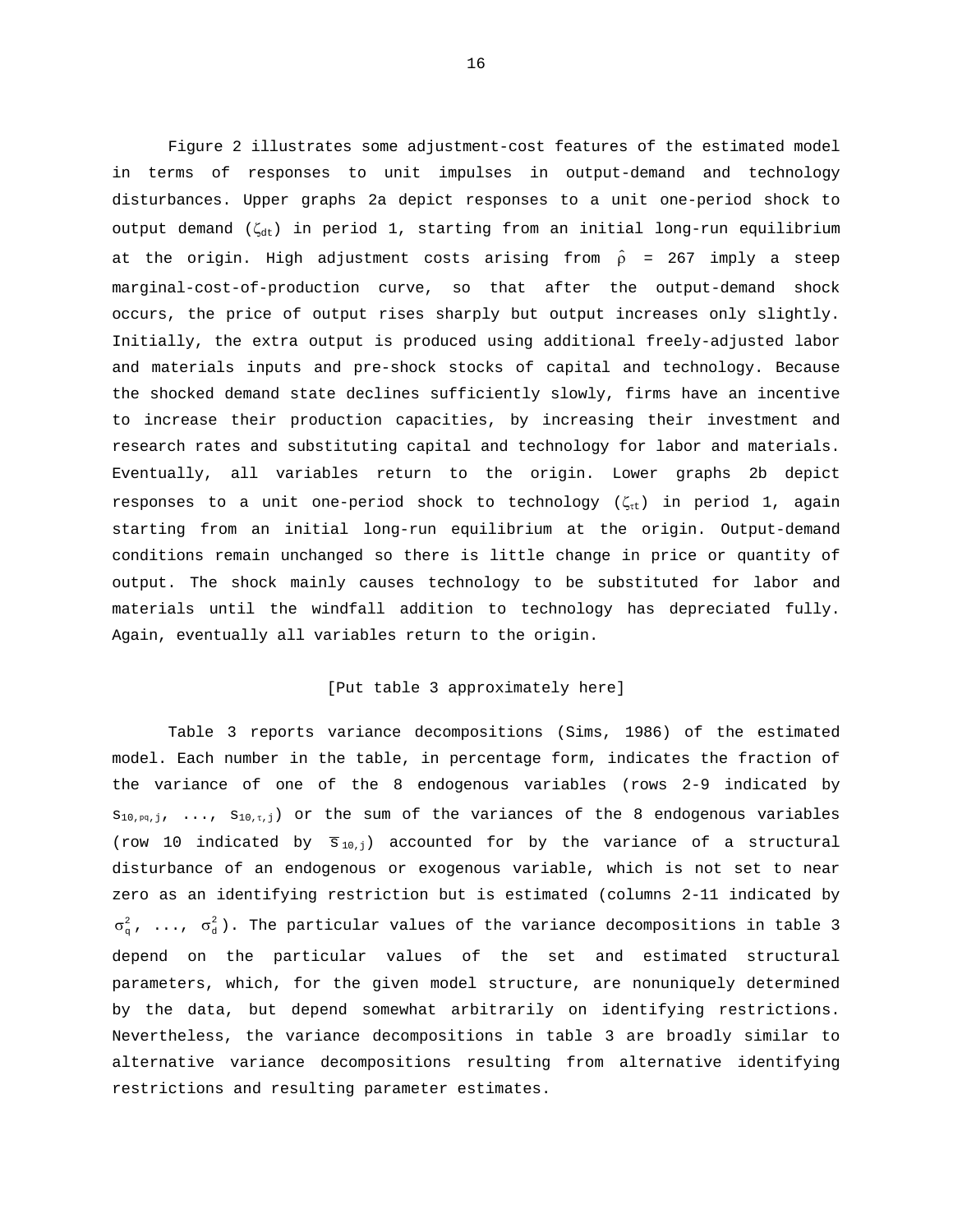Figure 2 illustrates some adjustment-cost features of the estimated model in terms of responses to unit impulses in output-demand and technology disturbances. Upper graphs 2a depict responses to a unit one-period shock to output demand ($\zeta_{dt}$) in period 1, starting from an initial long-run equilibrium at the origin. High adjustment costs arising from $\hat{\rho}$ = 267 imply a steep marginal-cost-of-production curve, so that after the output-demand shock occurs, the price of output rises sharply but output increases only slightly. Initially, the extra output is produced using additional freely-adjusted labor and materials inputs and pre-shock stocks of capital and technology. Because the shocked demand state declines sufficiently slowly, firms have an incentive to increase their production capacities, by increasing their investment and research rates and substituting capital and technology for labor and materials. Eventually, all variables return to the origin. Lower graphs 2b depict responses to a unit one-period shock to technology ($\zeta_{\tau t}$) in period 1, again starting from an initial long-run equilibrium at the origin. Output-demand conditions remain unchanged so there is little change in price or quantity of output. The shock mainly causes technology to be substituted for labor and materials until the windfall addition to technology has depreciated fully. Again, eventually all variables return to the origin.

[Put table 3 approximately here]

Table 3 reports variance decompositions (Sims, 1986) of the estimated model. Each number in the table, in percentage form, indicates the fraction of the variance of one of the 8 endogenous variables (rows 2-9 indicated by $s_{10,pq,j}$, ..., $s_{10,\tau,j}$) or the sum of the variances of the 8 endogenous variables (row 10 indicated by $\overline{s}_{10,j}$) accounted for by the variance of a structural disturbance of an endogenous or exogenous variable, which is not set to near zero as an identifying restriction but is estimated (columns 2-11 indicated by $\sigma_q^2$, ..., $\sigma_d^2$). The particular values of the variance decompositions in table 3 depend on the particular values of the set and estimated structural parameters, which, for the given model structure, are nonuniquely determined by the data, but depend somewhat arbitrarily on identifying restrictions. Nevertheless, the variance decompositions in table 3 are broadly similar to alternative variance decompositions resulting from alternative identifying restrictions and resulting parameter estimates.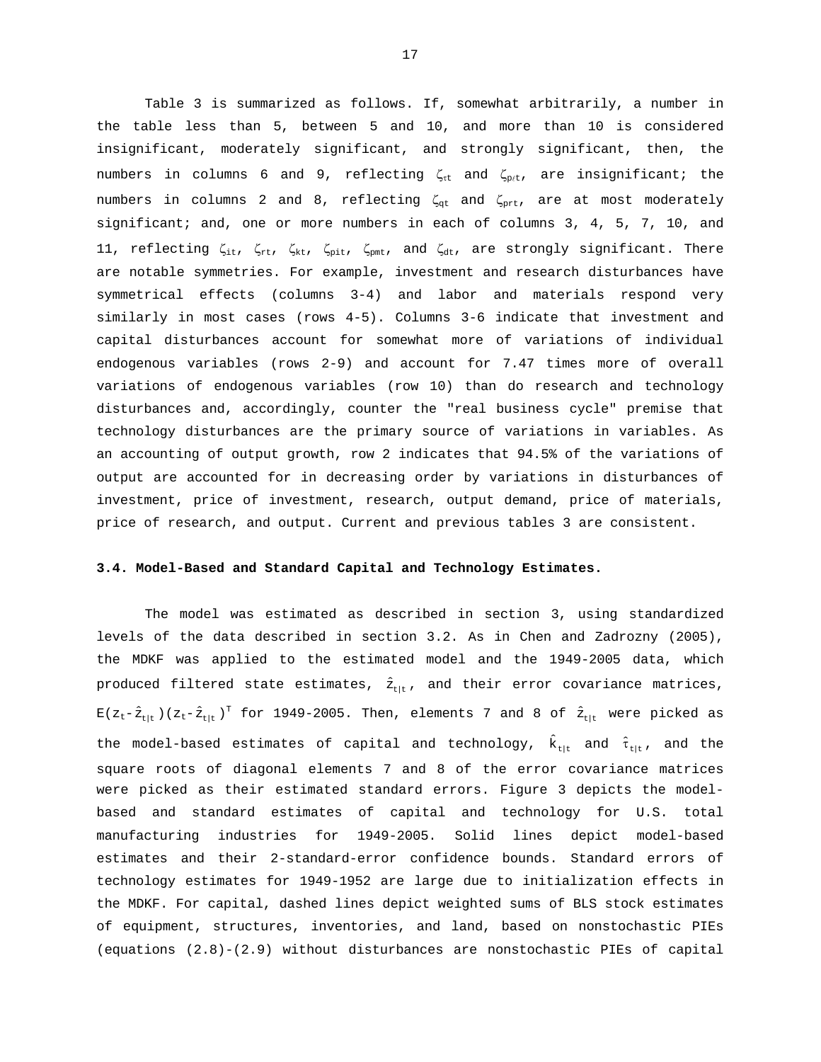Table 3 is summarized as follows. If, somewhat arbitrarily, a number in the table less than 5, between 5 and 10, and more than 10 is considered insignificant, moderately significant, and strongly significant, then, the numbers in columns 6 and 9, reflecting $\zeta_{\tau t}$ and $\zeta_{p\ell t}$, are insignificant; the numbers in columns 2 and 8, reflecting $\zeta_{qt}$ and $\zeta_{prt}$, are at most moderately significant; and, one or more numbers in each of columns 3, 4, 5, 7, 10, and 11, reflecting $\zeta_{it}$, $\zeta_{rt}$, $\zeta_{kt}$, $\zeta_{pit}$, $\zeta_{pmt}$, and $\zeta_{dt}$, are strongly significant. There are notable symmetries. For example, investment and research disturbances have symmetrical effects (columns 3-4) and labor and materials respond very similarly in most cases (rows 4-5). Columns 3-6 indicate that investment and capital disturbances account for somewhat more of variations of individual endogenous variables (rows 2-9) and account for 7.47 times more of overall variations of endogenous variables (row 10) than do research and technology disturbances and, accordingly, counter the "real business cycle" premise that technology disturbances are the primary source of variations in variables. As an accounting of output growth, row 2 indicates that 94.5% of the variations of output are accounted for in decreasing order by variations in disturbances of investment, price of investment, research, output demand, price of materials, price of research, and output. Current and previous tables 3 are consistent.

### 3.4. Model-Based and Standard Capital and Technology Estimates.

The model was estimated as described in section 3, using standardized levels of the data described in section 3.2. As in Chen and Zadrozny (2005), the MDKF was applied to the estimated model and the 1949-2005 data, which produced filtered state estimates, $\hat{z}_{t|t}$, and their error covariance matrices, $E(z_t-\hat{z}_{t|t})(z_t-\hat{z}_{t|t})^T$ for 1949-2005. Then, elements 7 and 8 of $\hat{z}_{t|t}$ were picked as the model-based estimates of capital and technology, $\hat{k}_{t|t}$ and $\hat{\tau}_{t|t}$, and the square roots of diagonal elements 7 and 8 of the error covariance matrices were picked as their estimated standard errors. Figure 3 depicts the model-based and standard estimates of capital and technology for U.S. total manufacturing industries for 1949-2005. Solid lines depict model-based estimates and their 2-standard-error confidence bounds. Standard errors of technology estimates for 1949-1952 are large due to initialization effects in the MDKF. For capital, dashed lines depict weighted sums of BLS stock estimates of equipment, structures, inventories, and land, based on nonstochastic PIEs (equations (2.8)-(2.9) without disturbances are nonstochastic PIEs of capital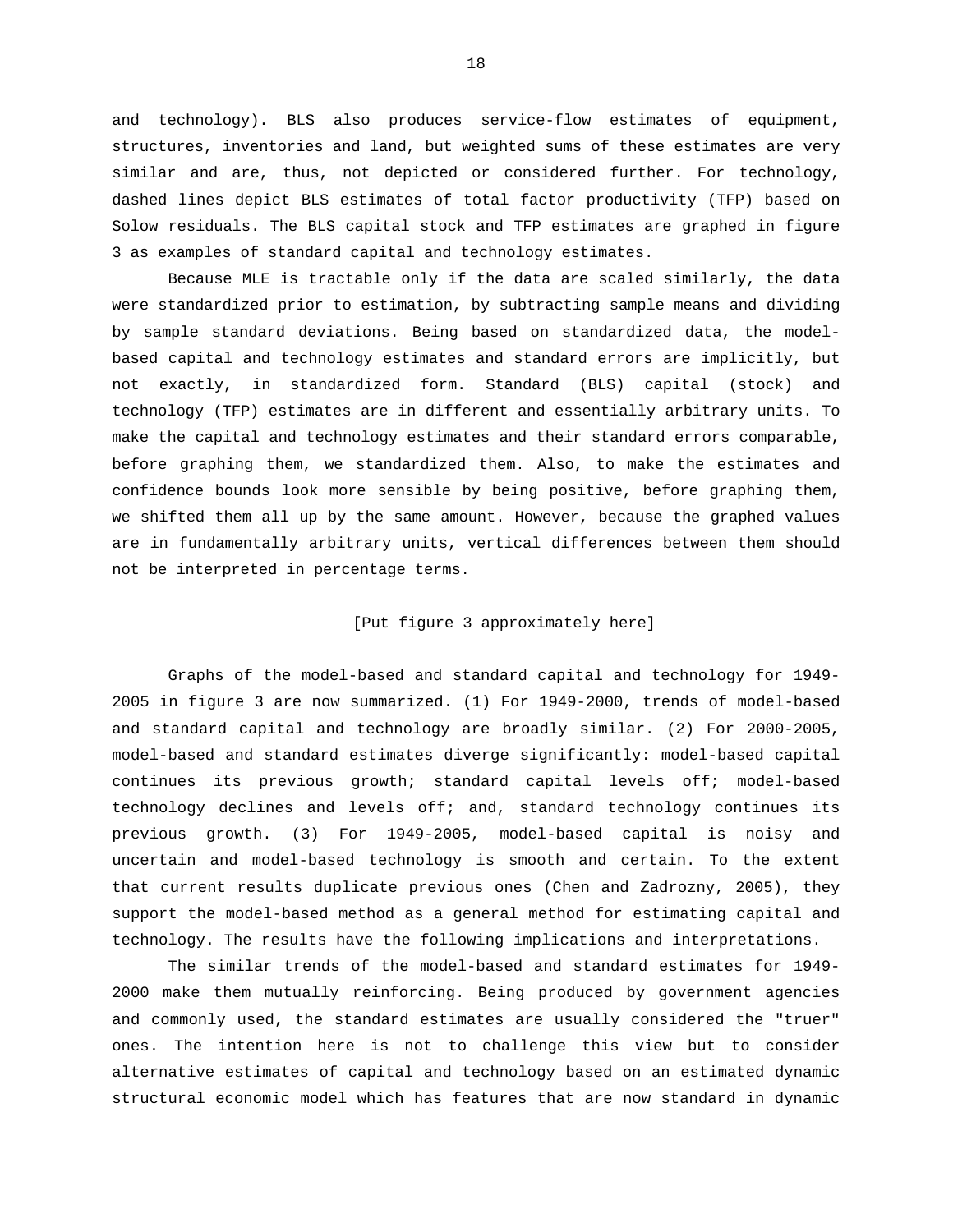and technology). BLS also produces service-flow estimates of equipment, structures, inventories and land, but weighted sums of these estimates are very similar and are, thus, not depicted or considered further. For technology, dashed lines depict BLS estimates of total factor productivity (TFP) based on Solow residuals. The BLS capital stock and TFP estimates are graphed in figure 3 as examples of standard capital and technology estimates.

Because MLE is tractable only if the data are scaled similarly, the data were standardized prior to estimation, by subtracting sample means and dividing by sample standard deviations. Being based on standardized data, the model-based capital and technology estimates and standard errors are implicitly, but not exactly, in standardized form. Standard (BLS) capital (stock) and technology (TFP) estimates are in different and essentially arbitrary units. To make the capital and technology estimates and their standard errors comparable, before graphing them, we standardized them. Also, to make the estimates and confidence bounds look more sensible by being positive, before graphing them, we shifted them all up by the same amount. However, because the graphed values are in fundamentally arbitrary units, vertical differences between them should not be interpreted in percentage terms.

[Put figure 3 approximately here]

Graphs of the model-based and standard capital and technology for 1949-2005 in figure 3 are now summarized. (1) For 1949-2000, trends of model-based and standard capital and technology are broadly similar. (2) For 2000-2005, model-based and standard estimates diverge significantly: model-based capital continues its previous growth; standard capital levels off; model-based technology declines and levels off; and, standard technology continues its previous growth. (3) For 1949-2005, model-based capital is noisy and uncertain and model-based technology is smooth and certain. To the extent that current results duplicate previous ones (Chen and Zadrozny, 2005), they support the model-based method as a general method for estimating capital and technology. The results have the following implications and interpretations.

The similar trends of the model-based and standard estimates for 1949-2000 make them mutually reinforcing. Being produced by government agencies and commonly used, the standard estimates are usually considered the "truer" ones. The intention here is not to challenge this view but to consider alternative estimates of capital and technology based on an estimated dynamic structural economic model which has features that are now standard in dynamic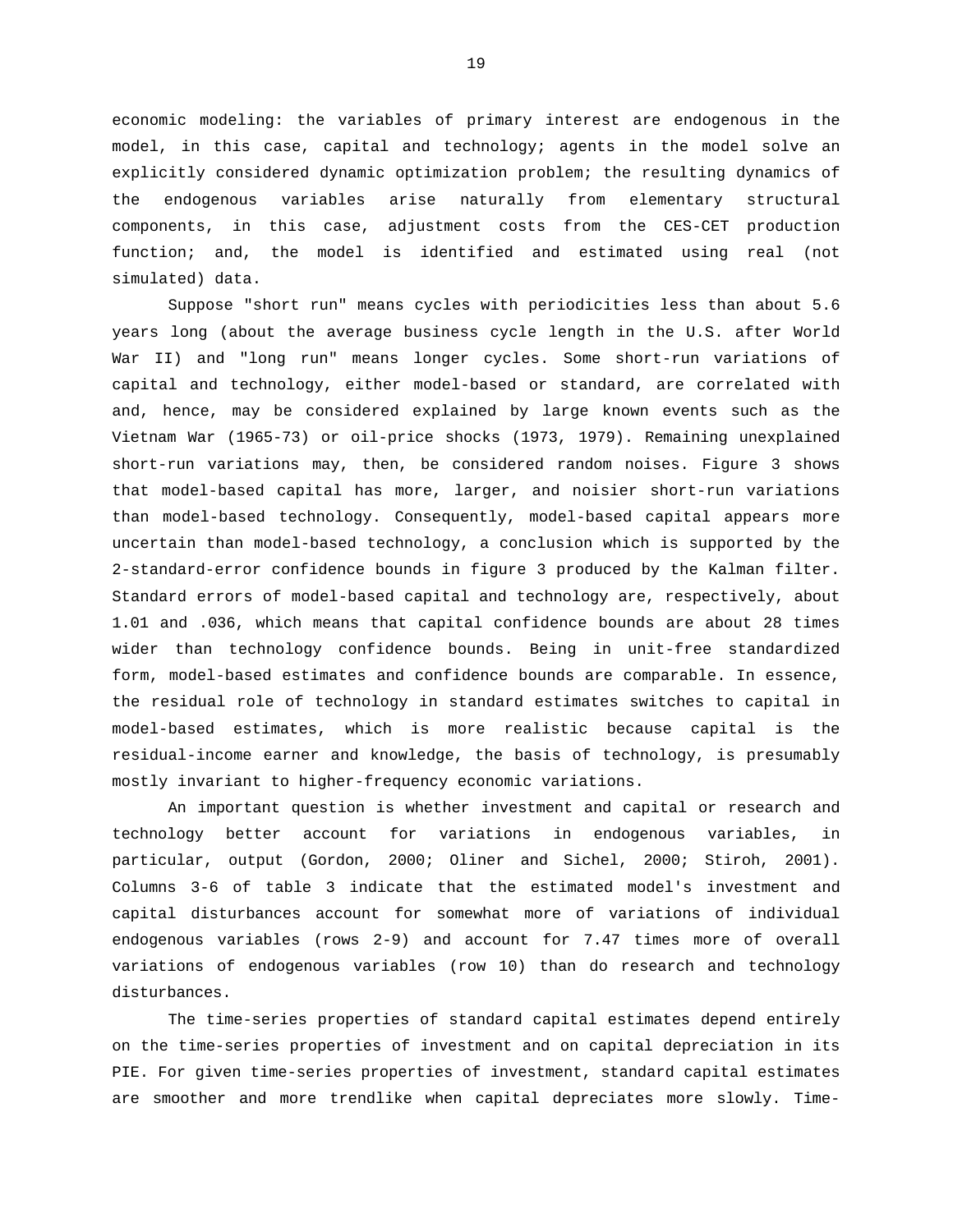economic modeling: the variables of primary interest are endogenous in the model, in this case, capital and technology; agents in the model solve an explicitly considered dynamic optimization problem; the resulting dynamics of the endogenous variables arise naturally from elementary structural components, in this case, adjustment costs from the CES-CET production function; and, the model is identified and estimated using real (not simulated) data.

Suppose "short run" means cycles with periodicities less than about 5.6 years long (about the average business cycle length in the U.S. after World War II) and "long run" means longer cycles. Some short-run variations of capital and technology, either model-based or standard, are correlated with and, hence, may be considered explained by large known events such as the Vietnam War (1965-73) or oil-price shocks (1973, 1979). Remaining unexplained short-run variations may, then, be considered random noises. Figure 3 shows that model-based capital has more, larger, and noisier short-run variations than model-based technology. Consequently, model-based capital appears more uncertain than model-based technology, a conclusion which is supported by the 2-standard-error confidence bounds in figure 3 produced by the Kalman filter. Standard errors of model-based capital and technology are, respectively, about 1.01 and .036, which means that capital confidence bounds are about 28 times wider than technology confidence bounds. Being in unit-free standardized form, model-based estimates and confidence bounds are comparable. In essence, the residual role of technology in standard estimates switches to capital in model-based estimates, which is more realistic because capital is the residual-income earner and knowledge, the basis of technology, is presumably mostly invariant to higher-frequency economic variations.

An important question is whether investment and capital or research and technology better account for variations in endogenous variables, in particular, output (Gordon, 2000; Oliner and Sichel, 2000; Stiroh, 2001). Columns 3-6 of table 3 indicate that the estimated model's investment and capital disturbances account for somewhat more of variations of individual endogenous variables (rows 2-9) and account for 7.47 times more of overall variations of endogenous variables (row 10) than do research and technology disturbances.

The time-series properties of standard capital estimates depend entirely on the time-series properties of investment and on capital depreciation in its PIE. For given time-series properties of investment, standard capital estimates are smoother and more trendlike when capital depreciates more slowly. Time-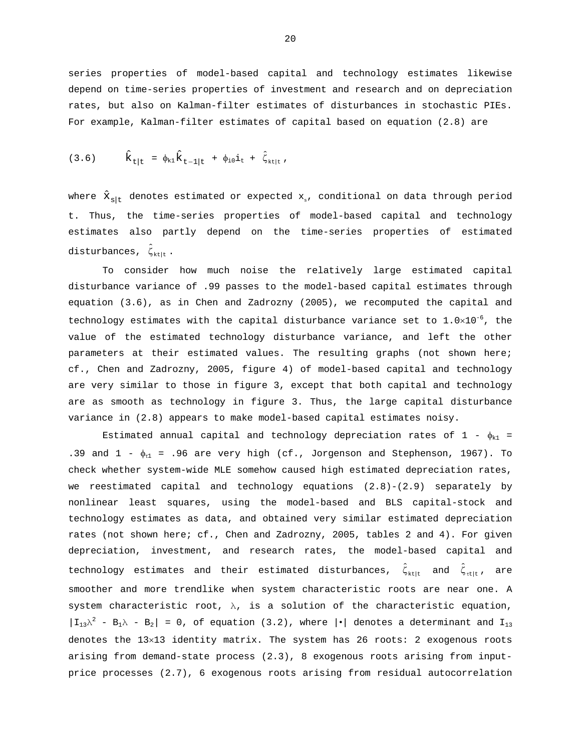series properties of model-based capital and technology estimates likewise depend on time-series properties of investment and research and on depreciation rates, but also on Kalman-filter estimates of disturbances in stochastic PIEs. For example, Kalman-filter estimates of capital based on equation (2.8) are

$$\text{(3.6)} \qquad \hat{k}_{t|t} = \phi_{k1}\hat{k}_{t-1|t} + \phi_{i0}i_t + \hat{\zeta}_{kt|t},$$

where $\hat{x}_{s|t}$ denotes estimated or expected $x_s$, conditional on data through period t. Thus, the time-series properties of model-based capital and technology estimates also partly depend on the time-series properties of estimated disturbances, $\hat{\zeta}_{kt|t}$.

To consider how much noise the relatively large estimated capital disturbance variance of .99 passes to the model-based capital estimates through equation (3.6), as in Chen and Zadrozny (2005), we recomputed the capital and technology estimates with the capital disturbance variance set to $1.0\times10^{-6}$, the value of the estimated technology disturbance variance, and left the other parameters at their estimated values. The resulting graphs (not shown here; cf., Chen and Zadrozny, 2005, figure 4) of model-based capital and technology are very similar to those in figure 3, except that both capital and technology are as smooth as technology in figure 3. Thus, the large capital disturbance variance in (2.8) appears to make model-based capital estimates noisy.

Estimated annual capital and technology depreciation rates of $1 - \phi_{k1} = .39$ and $1 - \phi_{\tau1} = .96$ are very high (cf., Jorgenson and Stephenson, 1967). To check whether system-wide MLE somehow caused high estimated depreciation rates, we reestimated capital and technology equations (2.8)-(2.9) separately by nonlinear least squares, using the model-based and BLS capital-stock and technology estimates as data, and obtained very similar estimated depreciation rates (not shown here; cf., Chen and Zadrozny, 2005, tables 2 and 4). For given depreciation, investment, and research rates, the model-based capital and technology estimates and their estimated disturbances, $\hat{\zeta}_{kt|t}$ and $\hat{\zeta}_{\tau t|t}$, are smoother and more trendlike when system characteristic roots are near one. A system characteristic root, $\lambda$, is a solution of the characteristic equation, $|I_{13}\lambda^2 - B_1\lambda - B_2| = 0$, of equation (3.2), where $|\bullet|$ denotes a determinant and $I_{13}$ denotes the $13\times13$ identity matrix. The system has 26 roots: 2 exogenous roots arising from demand-state process (2.3), 8 exogenous roots arising from input-price processes (2.7), 6 exogenous roots arising from residual autocorrelation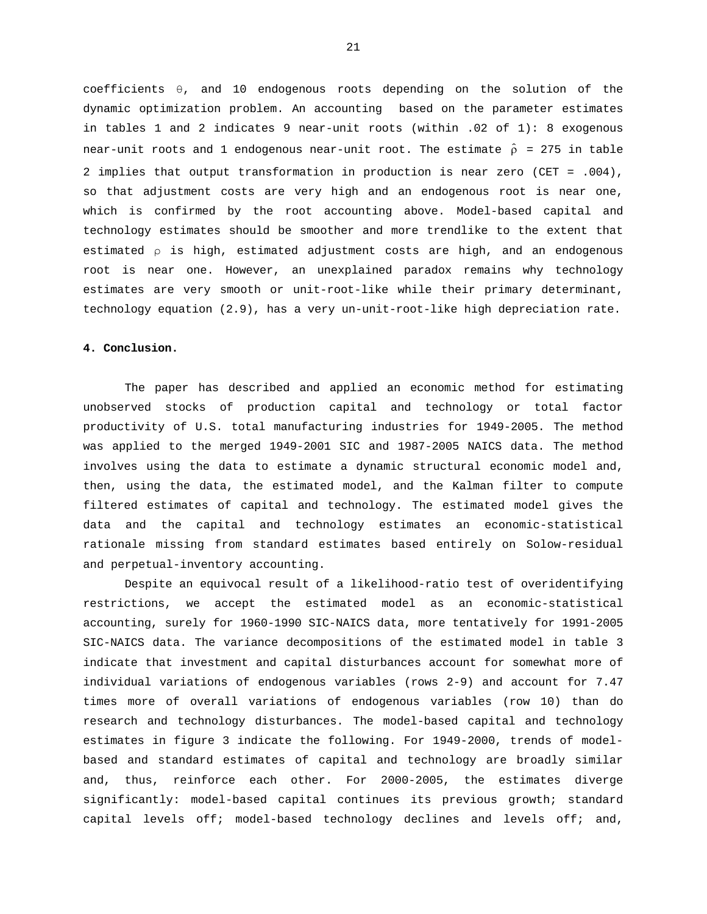coefficients $\theta$, and 10 endogenous roots depending on the solution of the dynamic optimization problem. An accounting based on the parameter estimates in tables 1 and 2 indicates 9 near-unit roots (within .02 of 1): 8 exogenous near-unit roots and 1 endogenous near-unit root. The estimate $\hat{\rho}$ = 275 in table 2 implies that output transformation in production is near zero (CET = .004), so that adjustment costs are very high and an endogenous root is near one, which is confirmed by the root accounting above. Model-based capital and technology estimates should be smoother and more trendlike to the extent that estimated $\rho$ is high, estimated adjustment costs are high, and an endogenous root is near one. However, an unexplained paradox remains why technology estimates are very smooth or unit-root-like while their primary determinant, technology equation (2.9), has a very un-unit-root-like high depreciation rate.

**4. Conclusion.**

The paper has described and applied an economic method for estimating unobserved stocks of production capital and technology or total factor productivity of U.S. total manufacturing industries for 1949-2005. The method was applied to the merged 1949-2001 SIC and 1987-2005 NAICS data. The method involves using the data to estimate a dynamic structural economic model and, then, using the data, the estimated model, and the Kalman filter to compute filtered estimates of capital and technology. The estimated model gives the data and the capital and technology estimates an economic-statistical rationale missing from standard estimates based entirely on Solow-residual and perpetual-inventory accounting.

Despite an equivocal result of a likelihood-ratio test of overidentifying restrictions, we accept the estimated model as an economic-statistical accounting, surely for 1960-1990 SIC-NAICS data, more tentatively for 1991-2005 SIC-NAICS data. The variance decompositions of the estimated model in table 3 indicate that investment and capital disturbances account for somewhat more of individual variations of endogenous variables (rows 2-9) and account for 7.47 times more of overall variations of endogenous variables (row 10) than do research and technology disturbances. The model-based capital and technology estimates in figure 3 indicate the following. For 1949-2000, trends of model-based and standard estimates of capital and technology are broadly similar and, thus, reinforce each other. For 2000-2005, the estimates diverge significantly: model-based capital continues its previous growth; standard capital levels off; model-based technology declines and levels off; and,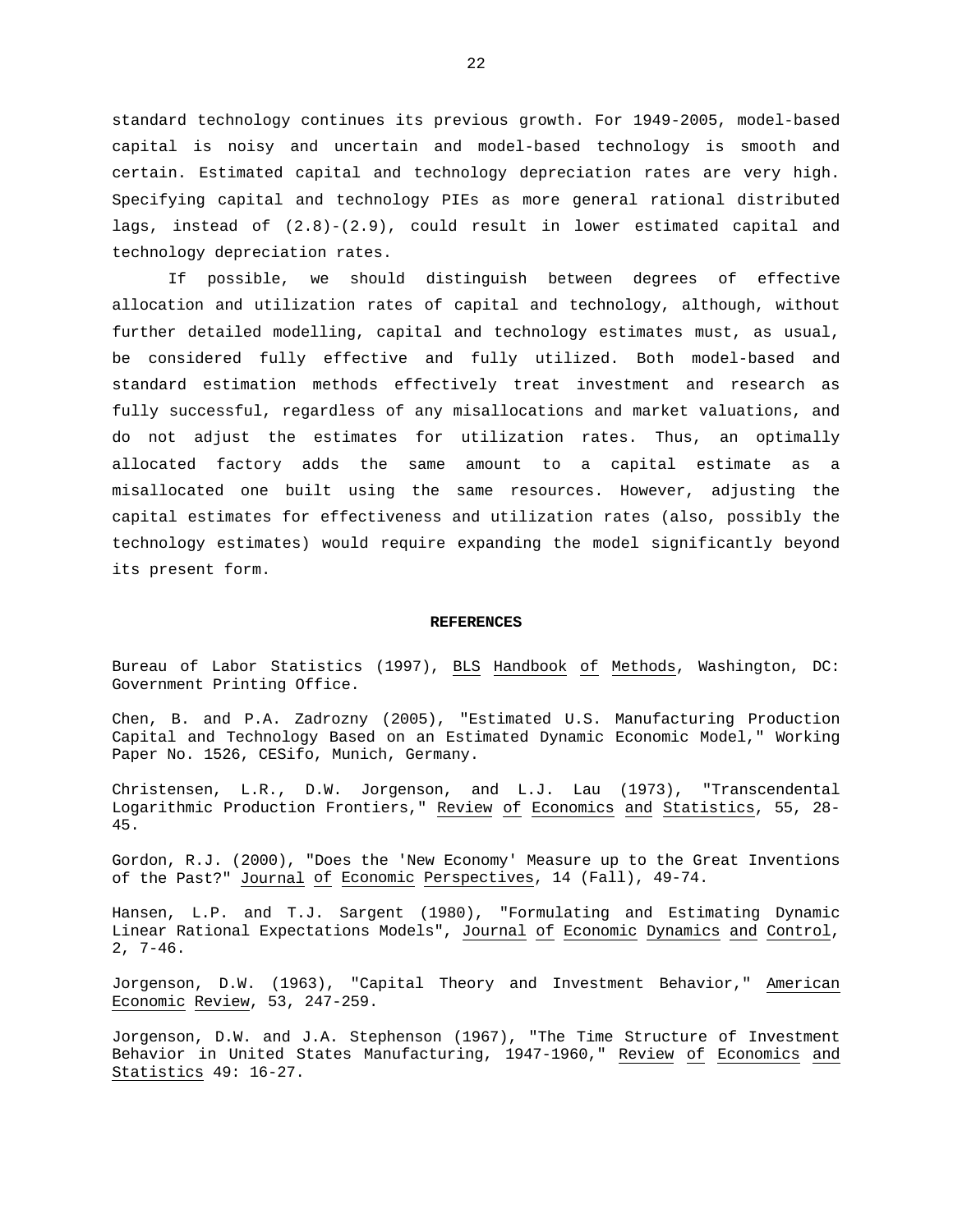standard technology continues its previous growth. For 1949-2005, model-based capital is noisy and uncertain and model-based technology is smooth and certain. Estimated capital and technology depreciation rates are very high. Specifying capital and technology PIEs as more general rational distributed lags, instead of (2.8)-(2.9), could result in lower estimated capital and technology depreciation rates.

If possible, we should distinguish between degrees of effective allocation and utilization rates of capital and technology, although, without further detailed modelling, capital and technology estimates must, as usual, be considered fully effective and fully utilized. Both model-based and standard estimation methods effectively treat investment and research as fully successful, regardless of any misallocations and market valuations, and do not adjust the estimates for utilization rates. Thus, an optimally allocated factory adds the same amount to a capital estimate as a misallocated one built using the same resources. However, adjusting the capital estimates for effectiveness and utilization rates (also, possibly the technology estimates) would require expanding the model significantly beyond its present form.

## REFERENCES

Bureau of Labor Statistics (1997), BLS Handbook of Methods, Washington, DC: Government Printing Office.

Chen, B. and P.A. Zadrozny (2005), "Estimated U.S. Manufacturing Production Capital and Technology Based on an Estimated Dynamic Economic Model," Working Paper No. 1526, CESifo, Munich, Germany.

Christensen, L.R., D.W. Jorgenson, and L.J. Lau (1973), "Transcendental Logarithmic Production Frontiers," Review of Economics and Statistics, 55, 28-45.

Gordon, R.J. (2000), "Does the 'New Economy' Measure up to the Great Inventions of the Past?" Journal of Economic Perspectives, 14 (Fall), 49-74.

Hansen, L.P. and T.J. Sargent (1980), "Formulating and Estimating Dynamic Linear Rational Expectations Models", Journal of Economic Dynamics and Control, 2, 7-46.

Jorgenson, D.W. (1963), "Capital Theory and Investment Behavior," American Economic Review, 53, 247-259.

Jorgenson, D.W. and J.A. Stephenson (1967), "The Time Structure of Investment Behavior in United States Manufacturing, 1947-1960," Review of Economics and Statistics 49: 16-27.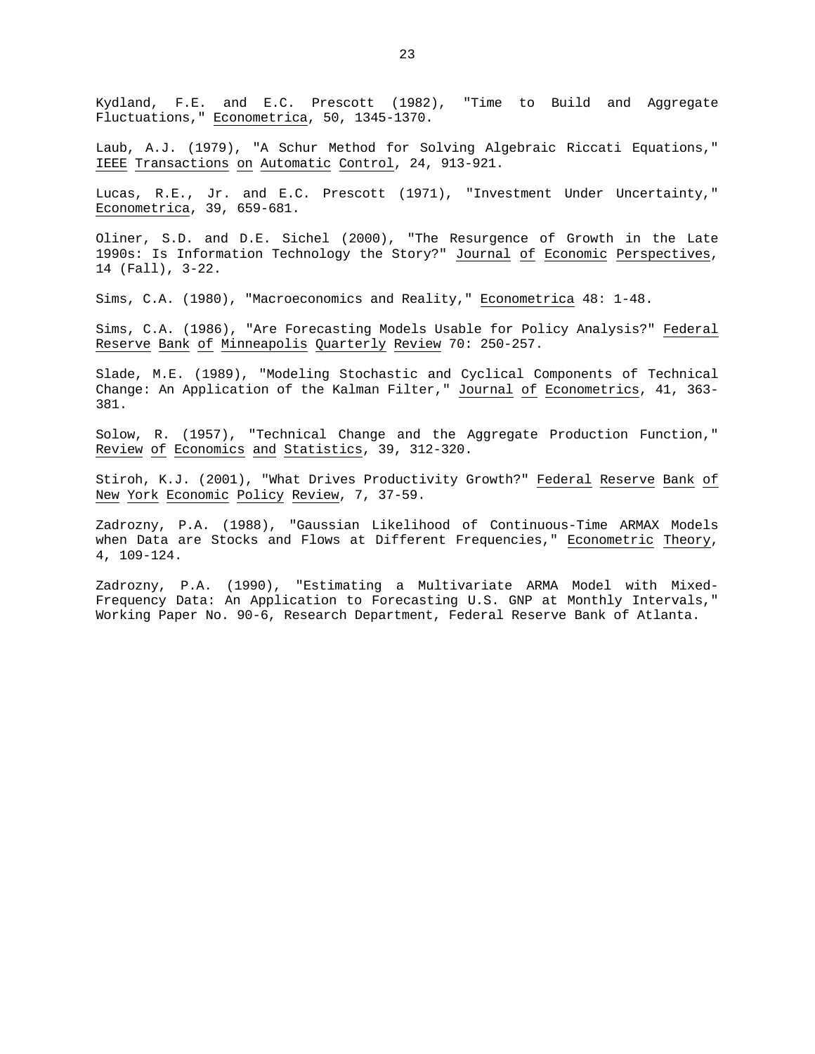Kydland, F.E. and E.C. Prescott (1982), "Time to Build and Aggregate Fluctuations," Econometrica, 50, 1345-1370.

Laub, A.J. (1979), "A Schur Method for Solving Algebraic Riccati Equations," IEEE Transactions on Automatic Control, 24, 913-921.

Lucas, R.E., Jr. and E.C. Prescott (1971), "Investment Under Uncertainty," Econometrica, 39, 659-681.

Oliner, S.D. and D.E. Sichel (2000), "The Resurgence of Growth in the Late 1990s: Is Information Technology the Story?" Journal of Economic Perspectives, 14 (Fall), 3-22.

Sims, C.A. (1980), "Macroeconomics and Reality," Econometrica 48: 1-48.

Sims, C.A. (1986), "Are Forecasting Models Usable for Policy Analysis?" Federal Reserve Bank of Minneapolis Quarterly Review 70: 250-257.

Slade, M.E. (1989), "Modeling Stochastic and Cyclical Components of Technical Change: An Application of the Kalman Filter," Journal of Econometrics, 41, 363-381.

Solow, R. (1957), "Technical Change and the Aggregate Production Function," Review of Economics and Statistics, 39, 312-320.

Stiroh, K.J. (2001), "What Drives Productivity Growth?" Federal Reserve Bank of New York Economic Policy Review, 7, 37-59.

Zadrozny, P.A. (1988), "Gaussian Likelihood of Continuous-Time ARMAX Models when Data are Stocks and Flows at Different Frequencies," Econometric Theory, 4, 109-124.

Zadrozny, P.A. (1990), "Estimating a Multivariate ARMA Model with Mixed-Frequency Data: An Application to Forecasting U.S. GNP at Monthly Intervals," Working Paper No. 90-6, Research Department, Federal Reserve Bank of Atlanta.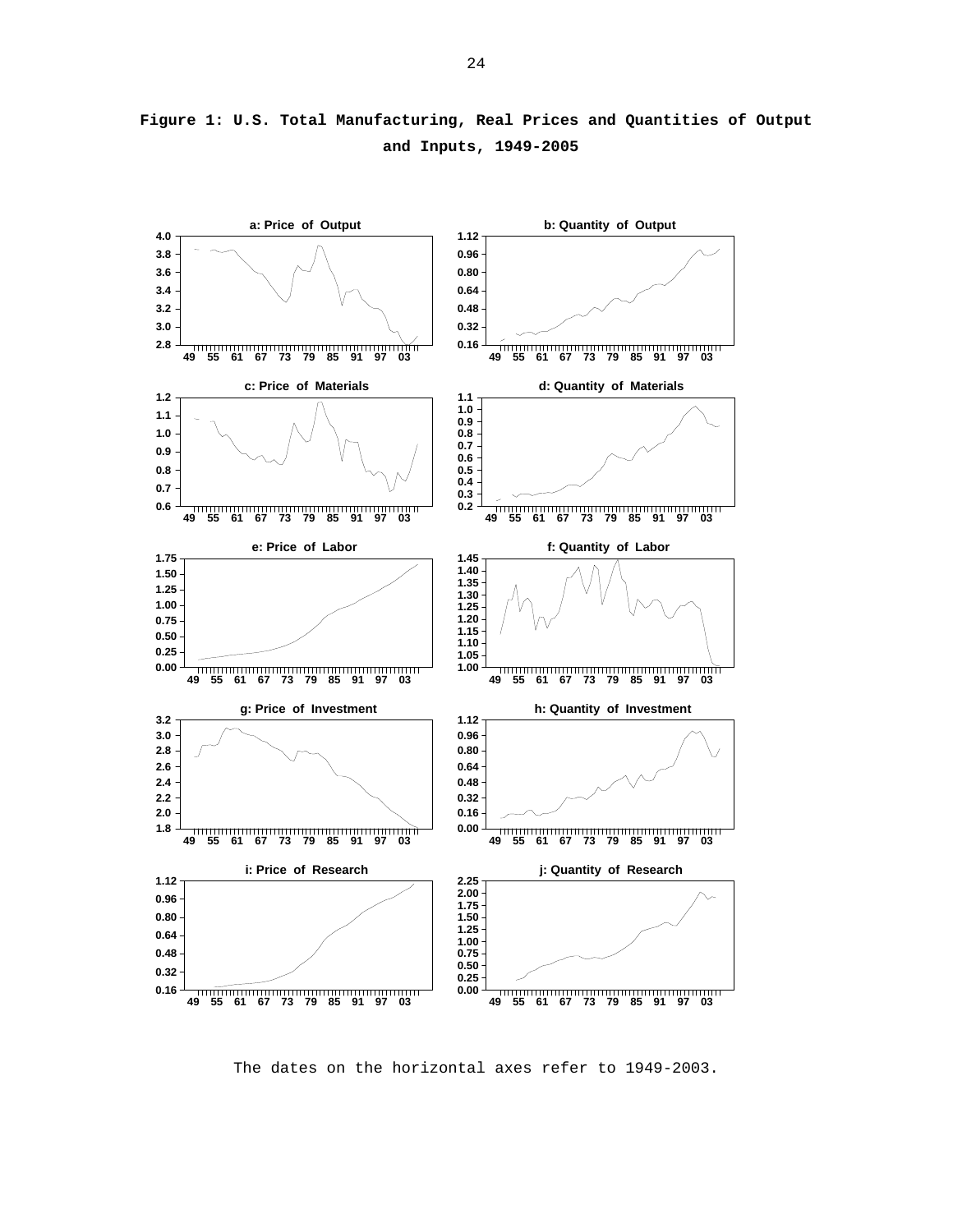**Figure 1: U.S. Total Manufacturing, Real Prices and Quantities of Output and Inputs, 1949-2005**

The dates on the horizontal axes refer to 1949-2003.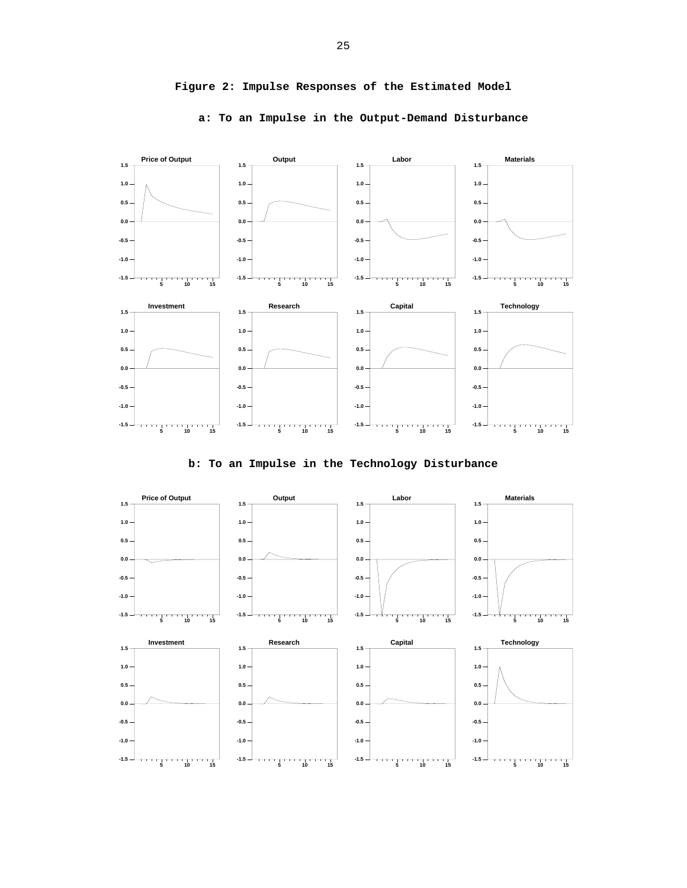# Figure 2: Impulse Responses of the Estimated Model

## a: To an Impulse in the Output-Demand Disturbance

## b: To an Impulse in the Technology Disturbance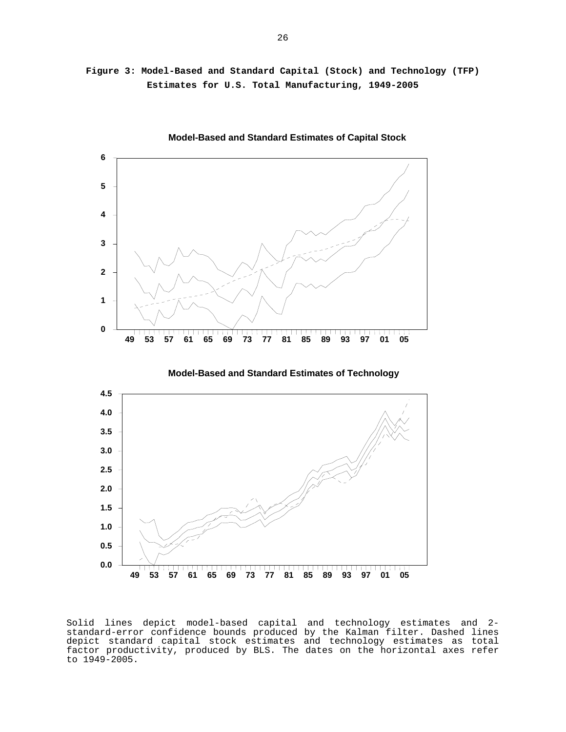**Figure 3: Model-Based and Standard Capital (Stock) and Technology (TFP) Estimates for U.S. Total Manufacturing, 1949-2005**

**Model-Based and Standard Estimates of Capital Stock**

**Model-Based and Standard Estimates of Technology**

Solid lines depict model-based capital and technology estimates and 2-standard-error confidence bounds produced by the Kalman filter. Dashed lines depict standard capital stock estimates and technology estimates as total factor productivity, produced by BLS. The dates on the horizontal axes refer to 1949-2005.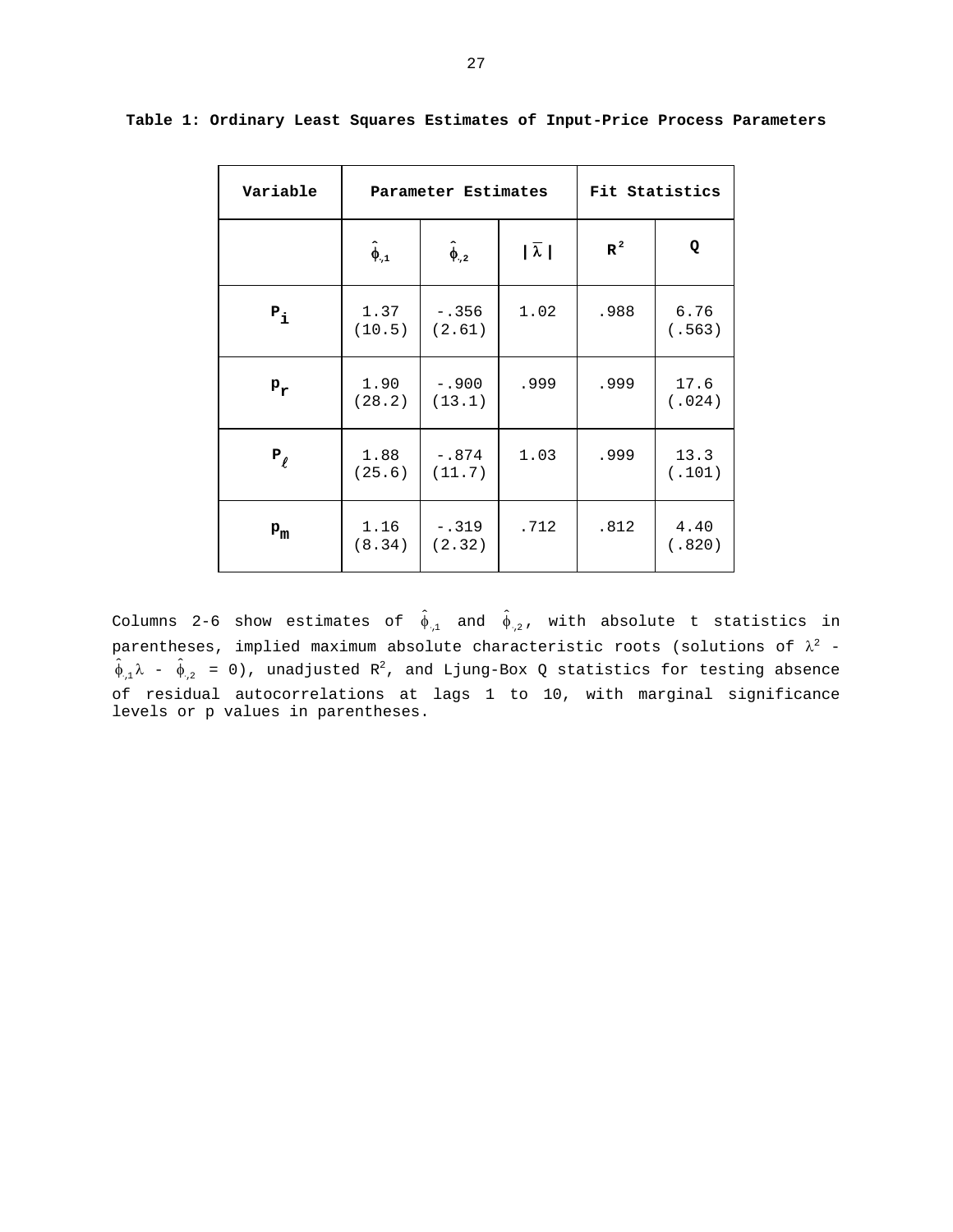**Table 1: Ordinary Least Squares Estimates of Input-Price Process Parameters**

| Variable | Parameter Estimates | | | Fit Statistics | |
|---|---|---|---|---|---|
| | $\hat{\phi}_{\cdot,1}$ | $\hat{\phi}_{\cdot,2}$ | $\lvert\bar{\lambda}\rvert$ | $R^2$ | Q |
| $p_i$ | 1.37 (10.5) | -.356 (2.61) | 1.02 | .988 | 6.76 (.563) |
| $p_r$ | 1.90 (28.2) | -.900 (13.1) | .999 | .999 | 17.6 (.024) |
| $p_\ell$ | 1.88 (25.6) | -.874 (11.7) | 1.03 | .999 | 13.3 (.101) |
| $p_m$ | 1.16 (8.34) | -.319 (2.32) | .712 | .812 | 4.40 (.820) |

Columns 2-6 show estimates of $\hat{\phi}_{\cdot,1}$ and $\hat{\phi}_{\cdot,2}$, with absolute t statistics in parentheses, implied maximum absolute characteristic roots (solutions of $\lambda^2 - \hat{\phi}_{\cdot,1}\lambda - \hat{\phi}_{\cdot,2} = 0$), unadjusted $R^2$, and Ljung-Box Q statistics for testing absence of residual autocorrelations at lags 1 to 10, with marginal significance levels or p values in parentheses.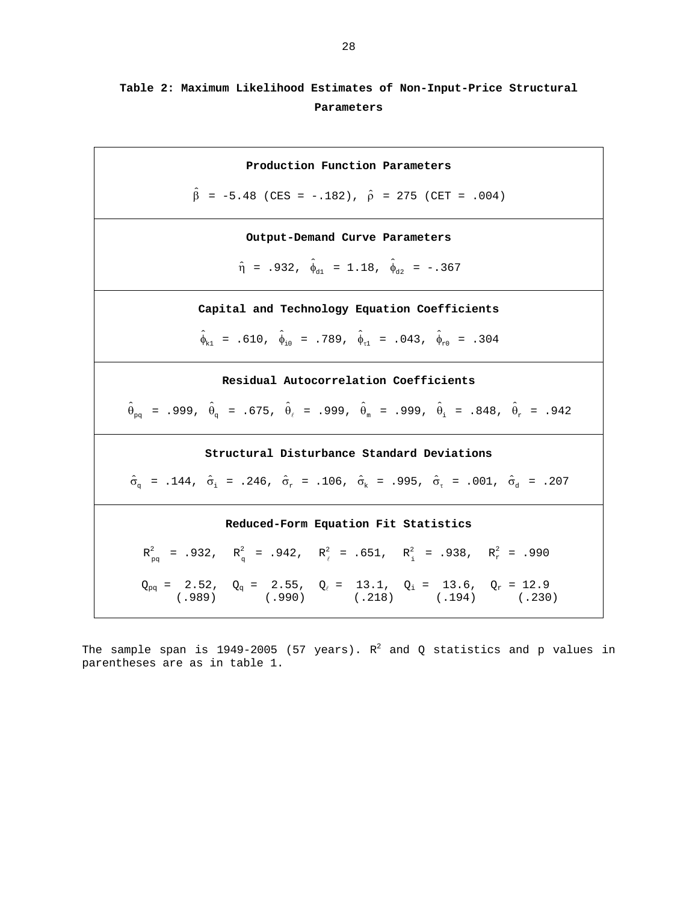**Table 2: Maximum Likelihood Estimates of Non-Input-Price Structural Parameters**

| **Production Function Parameters** |
|---|
| $\hat{\beta}$ = -5.48 (CES = -.182), $\hat{\rho}$ = 275 (CET = .004) |
| **Output-Demand Curve Parameters** |
| $\hat{\eta}$ = .932, $\hat{\phi}_{d1}$ = 1.18, $\hat{\phi}_{d2}$ = -.367 |
| **Capital and Technology Equation Coefficients** |
| $\hat{\phi}_{k1}$ = .610, $\hat{\phi}_{i0}$ = .789, $\hat{\phi}_{\tau 1}$ = .043, $\hat{\phi}_{r0}$ = .304 |
| **Residual Autocorrelation Coefficients** |
| $\hat{\theta}_{pq}$ = .999, $\hat{\theta}_{q}$ = .675, $\hat{\theta}_{\ell}$ = .999, $\hat{\theta}_{m}$ = .999, $\hat{\theta}_{i}$ = .848, $\hat{\theta}_{r}$ = .942 |
| **Structural Disturbance Standard Deviations** |
| $\hat{\sigma}_{q}$ = .144, $\hat{\sigma}_{i}$ = .246, $\hat{\sigma}_{r}$ = .106, $\hat{\sigma}_{k}$ = .995, $\hat{\sigma}_{\tau}$ = .001, $\hat{\sigma}_{d}$ = .207 |
| **Reduced-Form Equation Fit Statistics** |
| $R^2_{pq}$ = .932, $R^2_{q}$ = .942, $R^2_{\ell}$ = .651, $R^2_{i}$ = .938, $R^2_{r}$ = .990 |
| $Q_{pq}$ = 2.52 (.989), $Q_{q}$ = 2.55 (.990), $Q_{\ell}$ = 13.1 (.218), $Q_{i}$ = 13.6 (.194), $Q_{r}$ = 12.9 (.230) |

The sample span is 1949-2005 (57 years). $R^2$ and Q statistics and p values in parentheses are as in table 1.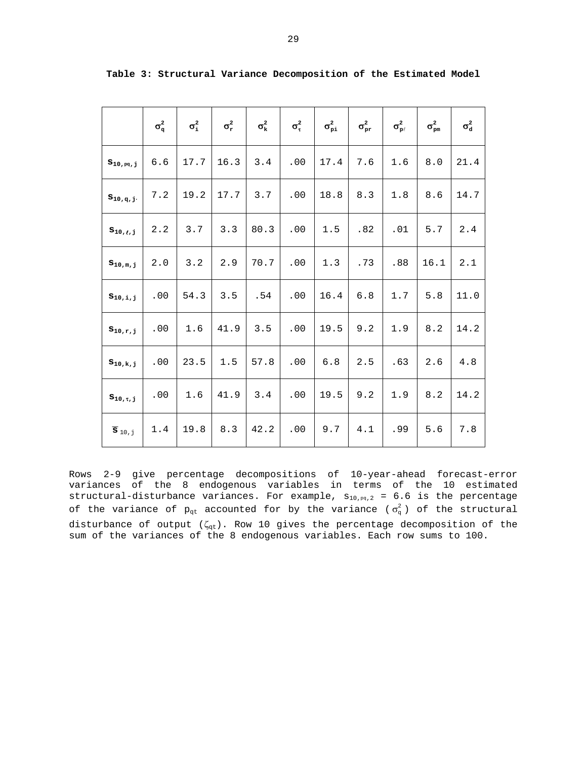**Table 3: Structural Variance Decomposition of the Estimated Model**

| | $\sigma_q^2$ | $\sigma_i^2$ | $\sigma_r^2$ | $\sigma_k^2$ | $\sigma_\tau^2$ | $\sigma_{pi}^2$ | $\sigma_{pr}^2$ | $\sigma_{p\ell}^2$ | $\sigma_{pm}^2$ | $\sigma_d^2$ |
|---|---|---|---|---|---|---|---|---|---|---|
| $\mathbf{s}_{10,pq,j}$ | 6.6 | 17.7 | 16.3 | 3.4 | .00 | 17.4 | 7.6 | 1.6 | 8.0 | 21.4 |
| $\mathbf{s}_{10,q,j}$ | 7.2 | 19.2 | 17.7 | 3.7 | .00 | 18.8 | 8.3 | 1.8 | 8.6 | 14.7 |
| $\mathbf{s}_{10,\ell,j}$ | 2.2 | 3.7 | 3.3 | 80.3 | .00 | 1.5 | .82 | .01 | 5.7 | 2.4 |
| $\mathbf{s}_{10,m,j}$ | 2.0 | 3.2 | 2.9 | 70.7 | .00 | 1.3 | .73 | .88 | 16.1 | 2.1 |
| $\mathbf{s}_{10,i,j}$ | .00 | 54.3 | 3.5 | .54 | .00 | 16.4 | 6.8 | 1.7 | 5.8 | 11.0 |
| $\mathbf{s}_{10,r,j}$ | .00 | 1.6 | 41.9 | 3.5 | .00 | 19.5 | 9.2 | 1.9 | 8.2 | 14.2 |
| $\mathbf{s}_{10,k,j}$ | .00 | 23.5 | 1.5 | 57.8 | .00 | 6.8 | 2.5 | .63 | 2.6 | 4.8 |
| $\mathbf{s}_{10,\tau,j}$ | .00 | 1.6 | 41.9 | 3.4 | .00 | 19.5 | 9.2 | 1.9 | 8.2 | 14.2 |
| $\overline{\mathbf{s}}_{10,j}$ | 1.4 | 19.8 | 8.3 | 42.2 | .00 | 9.7 | 4.1 | .99 | 5.6 | 7.8 |

Rows 2-9 give percentage decompositions of 10-year-ahead forecast-error variances of the 8 endogenous variables in terms of the 10 estimated structural-disturbance variances. For example, $s_{10,pq,2} = 6.6$ is the percentage of the variance of $p_{qt}$ accounted for by the variance ($\sigma_q^2$) of the structural disturbance of output ($\zeta_{qt}$). Row 10 gives the percentage decomposition of the sum of the variances of the 8 endogenous variables. Each row sums to 100.